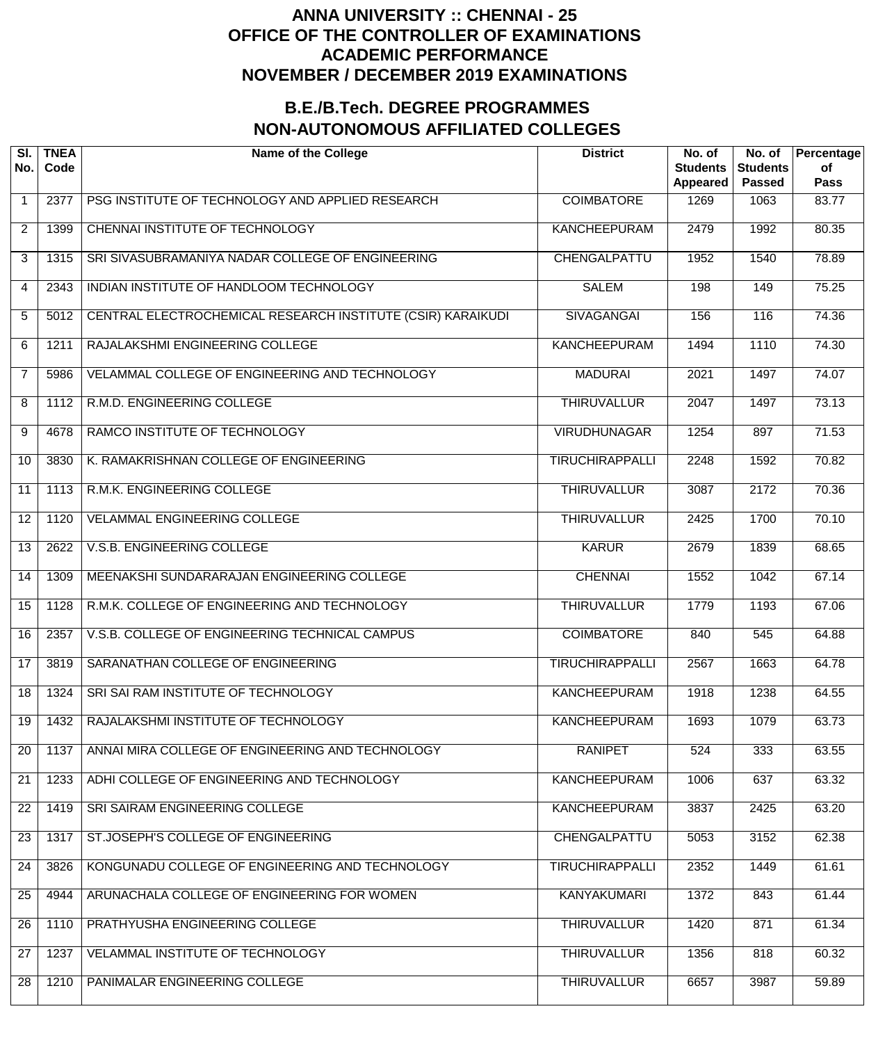# ANNA UNIVERSITY :: CHENNAI - 25
# OFFICE OF THE CONTROLLER OF EXAMINATIONS
# ACADEMIC PERFORMANCE
# NOVEMBER / DECEMBER 2019 EXAMINATIONS

## B.E./B.Tech. DEGREE PROGRAMMES
## NON-AUTONOMOUS AFFILIATED COLLEGES

| Sl. No. | TNEA Code | Name of the College | District | No. of Students Appeared | No. of Students Passed | Percentage of Pass |
|---|---|---|---|---|---|---|
| 1 | 2377 | PSG INSTITUTE OF TECHNOLOGY AND APPLIED RESEARCH | COIMBATORE | 1269 | 1063 | 83.77 |
| 2 | 1399 | CHENNAI INSTITUTE OF TECHNOLOGY | KANCHEEPURAM | 2479 | 1992 | 80.35 |
| 3 | 1315 | SRI SIVASUBRAMANIYA NADAR COLLEGE OF ENGINEERING | CHENGALPATTU | 1952 | 1540 | 78.89 |
| 4 | 2343 | INDIAN INSTITUTE OF HANDLOOM TECHNOLOGY | SALEM | 198 | 149 | 75.25 |
| 5 | 5012 | CENTRAL ELECTROCHEMICAL RESEARCH INSTITUTE (CSIR) KARAIKUDI | SIVAGANGAI | 156 | 116 | 74.36 |
| 6 | 1211 | RAJALAKSHMI ENGINEERING COLLEGE | KANCHEEPURAM | 1494 | 1110 | 74.30 |
| 7 | 5986 | VELAMMAL COLLEGE OF ENGINEERING AND TECHNOLOGY | MADURAI | 2021 | 1497 | 74.07 |
| 8 | 1112 | R.M.D. ENGINEERING COLLEGE | THIRUVALLUR | 2047 | 1497 | 73.13 |
| 9 | 4678 | RAMCO INSTITUTE OF TECHNOLOGY | VIRUDHUNAGAR | 1254 | 897 | 71.53 |
| 10 | 3830 | K. RAMAKRISHNAN COLLEGE OF ENGINEERING | TIRUCHIRAPPALLI | 2248 | 1592 | 70.82 |
| 11 | 1113 | R.M.K. ENGINEERING COLLEGE | THIRUVALLUR | 3087 | 2172 | 70.36 |
| 12 | 1120 | VELAMMAL ENGINEERING COLLEGE | THIRUVALLUR | 2425 | 1700 | 70.10 |
| 13 | 2622 | V.S.B. ENGINEERING COLLEGE | KARUR | 2679 | 1839 | 68.65 |
| 14 | 1309 | MEENAKSHI SUNDARARAJAN ENGINEERING COLLEGE | CHENNAI | 1552 | 1042 | 67.14 |
| 15 | 1128 | R.M.K. COLLEGE OF ENGINEERING AND TECHNOLOGY | THIRUVALLUR | 1779 | 1193 | 67.06 |
| 16 | 2357 | V.S.B. COLLEGE OF ENGINEERING TECHNICAL CAMPUS | COIMBATORE | 840 | 545 | 64.88 |
| 17 | 3819 | SARANATHAN COLLEGE OF ENGINEERING | TIRUCHIRAPPALLI | 2567 | 1663 | 64.78 |
| 18 | 1324 | SRI SAI RAM INSTITUTE OF TECHNOLOGY | KANCHEEPURAM | 1918 | 1238 | 64.55 |
| 19 | 1432 | RAJALAKSHMI INSTITUTE OF TECHNOLOGY | KANCHEEPURAM | 1693 | 1079 | 63.73 |
| 20 | 1137 | ANNAI MIRA COLLEGE OF ENGINEERING AND TECHNOLOGY | RANIPET | 524 | 333 | 63.55 |
| 21 | 1233 | ADHI COLLEGE OF ENGINEERING AND TECHNOLOGY | KANCHEEPURAM | 1006 | 637 | 63.32 |
| 22 | 1419 | SRI SAIRAM ENGINEERING COLLEGE | KANCHEEPURAM | 3837 | 2425 | 63.20 |
| 23 | 1317 | ST.JOSEPH'S COLLEGE OF ENGINEERING | CHENGALPATTU | 5053 | 3152 | 62.38 |
| 24 | 3826 | KONGUNADU COLLEGE OF ENGINEERING AND TECHNOLOGY | TIRUCHIRAPPALLI | 2352 | 1449 | 61.61 |
| 25 | 4944 | ARUNACHALA COLLEGE OF ENGINEERING FOR WOMEN | KANYAKUMARI | 1372 | 843 | 61.44 |
| 26 | 1110 | PRATHYUSHA ENGINEERING COLLEGE | THIRUVALLUR | 1420 | 871 | 61.34 |
| 27 | 1237 | VELAMMAL INSTITUTE OF TECHNOLOGY | THIRUVALLUR | 1356 | 818 | 60.32 |
| 28 | 1210 | PANIMALAR ENGINEERING COLLEGE | THIRUVALLUR | 6657 | 3987 | 59.89 |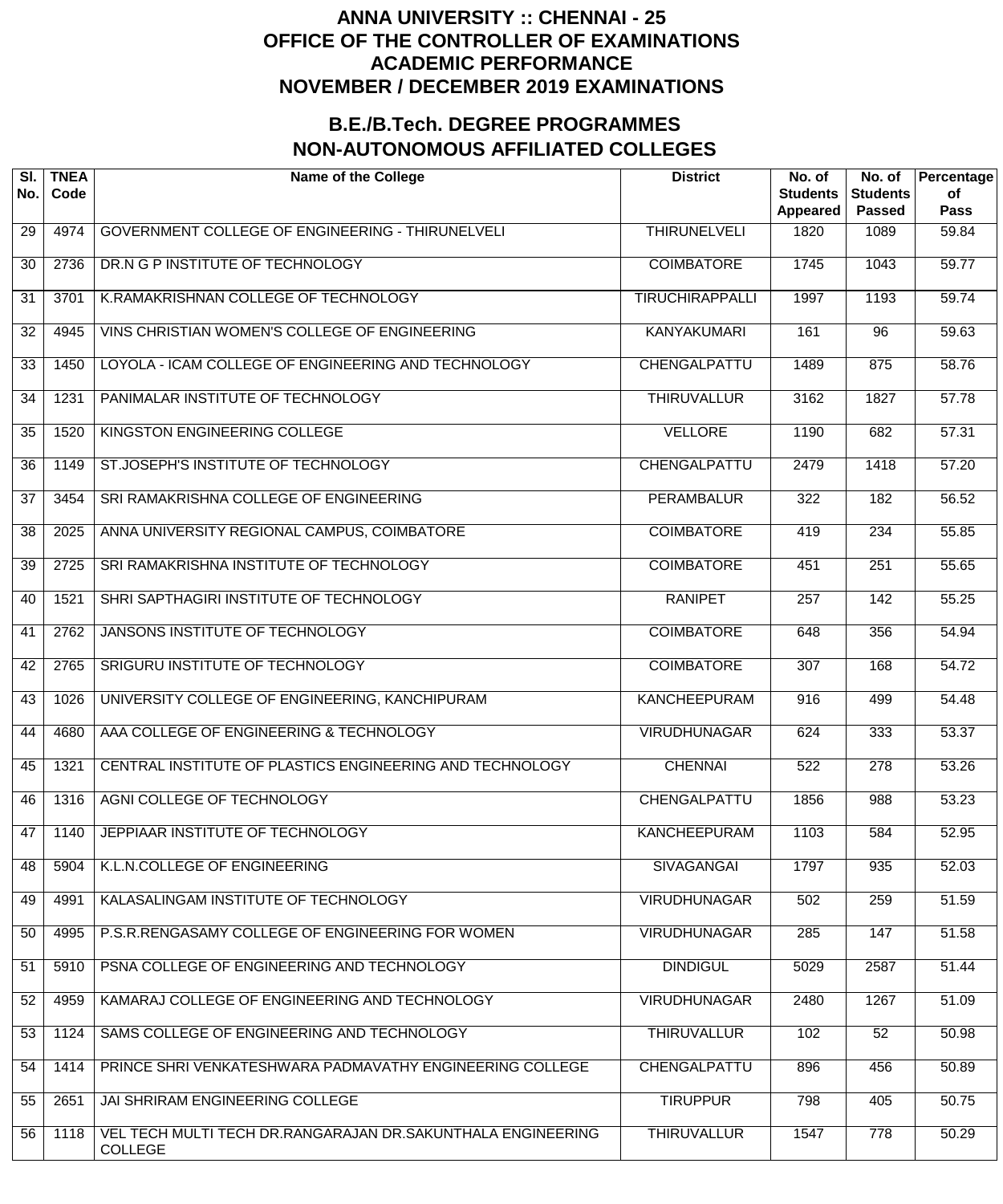# ANNA UNIVERSITY :: CHENNAI - 25
# OFFICE OF THE CONTROLLER OF EXAMINATIONS
# ACADEMIC PERFORMANCE
# NOVEMBER / DECEMBER 2019 EXAMINATIONS

## B.E./B.Tech. DEGREE PROGRAMMES
## NON-AUTONOMOUS AFFILIATED COLLEGES

| Sl. No. | TNEA Code | Name of the College | District | No. of Students Appeared | No. of Students Passed | Percentage of Pass |
|---|---|---|---|---|---|---|
| 29 | 4974 | GOVERNMENT COLLEGE OF ENGINEERING - THIRUNELVELI | THIRUNELVELI | 1820 | 1089 | 59.84 |
| 30 | 2736 | DR.N G P INSTITUTE OF TECHNOLOGY | COIMBATORE | 1745 | 1043 | 59.77 |
| 31 | 3701 | K.RAMAKRISHNAN COLLEGE OF TECHNOLOGY | TIRUCHIRAPPALLI | 1997 | 1193 | 59.74 |
| 32 | 4945 | VINS CHRISTIAN WOMEN'S COLLEGE OF ENGINEERING | KANYAKUMARI | 161 | 96 | 59.63 |
| 33 | 1450 | LOYOLA - ICAM COLLEGE OF ENGINEERING AND TECHNOLOGY | CHENGALPATTU | 1489 | 875 | 58.76 |
| 34 | 1231 | PANIMALAR INSTITUTE OF TECHNOLOGY | THIRUVALLUR | 3162 | 1827 | 57.78 |
| 35 | 1520 | KINGSTON ENGINEERING COLLEGE | VELLORE | 1190 | 682 | 57.31 |
| 36 | 1149 | ST.JOSEPH'S INSTITUTE OF TECHNOLOGY | CHENGALPATTU | 2479 | 1418 | 57.20 |
| 37 | 3454 | SRI RAMAKRISHNA COLLEGE OF ENGINEERING | PERAMBALUR | 322 | 182 | 56.52 |
| 38 | 2025 | ANNA UNIVERSITY REGIONAL CAMPUS, COIMBATORE | COIMBATORE | 419 | 234 | 55.85 |
| 39 | 2725 | SRI RAMAKRISHNA INSTITUTE OF TECHNOLOGY | COIMBATORE | 451 | 251 | 55.65 |
| 40 | 1521 | SHRI SAPTHAGIRI INSTITUTE OF TECHNOLOGY | RANIPET | 257 | 142 | 55.25 |
| 41 | 2762 | JANSONS INSTITUTE OF TECHNOLOGY | COIMBATORE | 648 | 356 | 54.94 |
| 42 | 2765 | SRIGURU INSTITUTE OF TECHNOLOGY | COIMBATORE | 307 | 168 | 54.72 |
| 43 | 1026 | UNIVERSITY COLLEGE OF ENGINEERING, KANCHIPURAM | KANCHEEPURAM | 916 | 499 | 54.48 |
| 44 | 4680 | AAA COLLEGE OF ENGINEERING & TECHNOLOGY | VIRUDHUNAGAR | 624 | 333 | 53.37 |
| 45 | 1321 | CENTRAL INSTITUTE OF PLASTICS ENGINEERING AND TECHNOLOGY | CHENNAI | 522 | 278 | 53.26 |
| 46 | 1316 | AGNI COLLEGE OF TECHNOLOGY | CHENGALPATTU | 1856 | 988 | 53.23 |
| 47 | 1140 | JEPPIAAR INSTITUTE OF TECHNOLOGY | KANCHEEPURAM | 1103 | 584 | 52.95 |
| 48 | 5904 | K.L.N.COLLEGE OF ENGINEERING | SIVAGANGAI | 1797 | 935 | 52.03 |
| 49 | 4991 | KALASALINGAM INSTITUTE OF TECHNOLOGY | VIRUDHUNAGAR | 502 | 259 | 51.59 |
| 50 | 4995 | P.S.R.RENGASAMY COLLEGE OF ENGINEERING FOR WOMEN | VIRUDHUNAGAR | 285 | 147 | 51.58 |
| 51 | 5910 | PSNA COLLEGE OF ENGINEERING AND TECHNOLOGY | DINDIGUL | 5029 | 2587 | 51.44 |
| 52 | 4959 | KAMARAJ COLLEGE OF ENGINEERING AND TECHNOLOGY | VIRUDHUNAGAR | 2480 | 1267 | 51.09 |
| 53 | 1124 | SAMS COLLEGE OF ENGINEERING AND TECHNOLOGY | THIRUVALLUR | 102 | 52 | 50.98 |
| 54 | 1414 | PRINCE SHRI VENKATESHWARA PADMAVATHY ENGINEERING COLLEGE | CHENGALPATTU | 896 | 456 | 50.89 |
| 55 | 2651 | JAI SHRIRAM ENGINEERING COLLEGE | TIRUPPUR | 798 | 405 | 50.75 |
| 56 | 1118 | VEL TECH MULTI TECH DR.RANGARAJAN DR.SAKUNTHALA ENGINEERING COLLEGE | THIRUVALLUR | 1547 | 778 | 50.29 |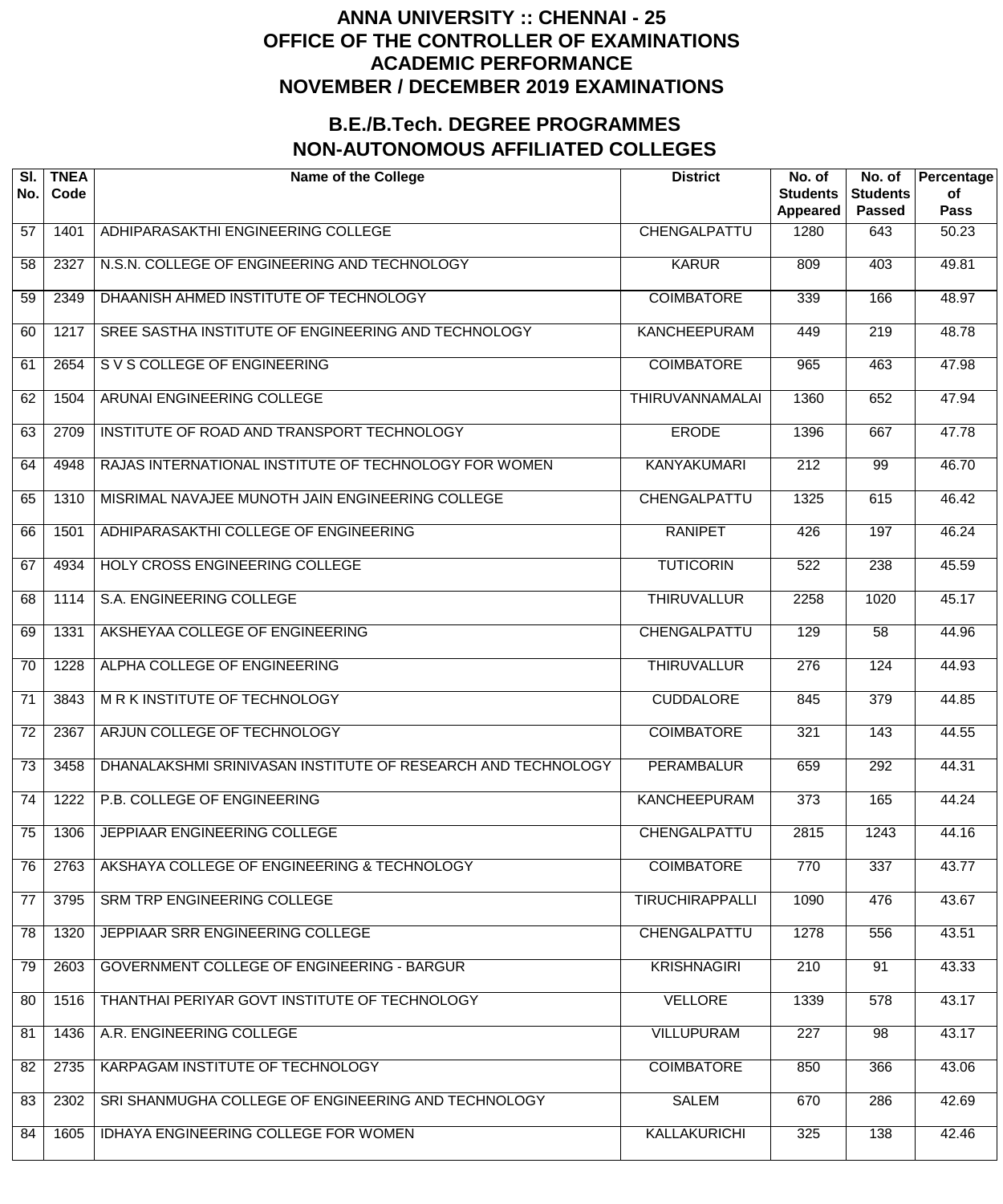# ANNA UNIVERSITY :: CHENNAI - 25
# OFFICE OF THE CONTROLLER OF EXAMINATIONS
# ACADEMIC PERFORMANCE
# NOVEMBER / DECEMBER 2019 EXAMINATIONS

## B.E./B.Tech. DEGREE PROGRAMMES
## NON-AUTONOMOUS AFFILIATED COLLEGES

| Sl. No. | TNEA Code | Name of the College | District | No. of Students Appeared | No. of Students Passed | Percentage of Pass |
|---|---|---|---|---|---|---|
| 57 | 1401 | ADHIPARASAKTHI ENGINEERING COLLEGE | CHENGALPATTU | 1280 | 643 | 50.23 |
| 58 | 2327 | N.S.N. COLLEGE OF ENGINEERING AND TECHNOLOGY | KARUR | 809 | 403 | 49.81 |
| 59 | 2349 | DHAANISH AHMED INSTITUTE OF TECHNOLOGY | COIMBATORE | 339 | 166 | 48.97 |
| 60 | 1217 | SREE SASTHA INSTITUTE OF ENGINEERING AND TECHNOLOGY | KANCHEEPURAM | 449 | 219 | 48.78 |
| 61 | 2654 | S V S COLLEGE OF ENGINEERING | COIMBATORE | 965 | 463 | 47.98 |
| 62 | 1504 | ARUNAI ENGINEERING COLLEGE | THIRUVANNAMALAI | 1360 | 652 | 47.94 |
| 63 | 2709 | INSTITUTE OF ROAD AND TRANSPORT TECHNOLOGY | ERODE | 1396 | 667 | 47.78 |
| 64 | 4948 | RAJAS INTERNATIONAL INSTITUTE OF TECHNOLOGY FOR WOMEN | KANYAKUMARI | 212 | 99 | 46.70 |
| 65 | 1310 | MISRIMAL NAVAJEE MUNOTH JAIN ENGINEERING COLLEGE | CHENGALPATTU | 1325 | 615 | 46.42 |
| 66 | 1501 | ADHIPARASAKTHI COLLEGE OF ENGINEERING | RANIPET | 426 | 197 | 46.24 |
| 67 | 4934 | HOLY CROSS ENGINEERING COLLEGE | TUTICORIN | 522 | 238 | 45.59 |
| 68 | 1114 | S.A. ENGINEERING COLLEGE | THIRUVALLUR | 2258 | 1020 | 45.17 |
| 69 | 1331 | AKSHEYAA COLLEGE OF ENGINEERING | CHENGALPATTU | 129 | 58 | 44.96 |
| 70 | 1228 | ALPHA COLLEGE OF ENGINEERING | THIRUVALLUR | 276 | 124 | 44.93 |
| 71 | 3843 | M R K INSTITUTE OF TECHNOLOGY | CUDDALORE | 845 | 379 | 44.85 |
| 72 | 2367 | ARJUN COLLEGE OF TECHNOLOGY | COIMBATORE | 321 | 143 | 44.55 |
| 73 | 3458 | DHANALAKSHMI SRINIVASAN INSTITUTE OF RESEARCH AND TECHNOLOGY | PERAMBALUR | 659 | 292 | 44.31 |
| 74 | 1222 | P.B. COLLEGE OF ENGINEERING | KANCHEEPURAM | 373 | 165 | 44.24 |
| 75 | 1306 | JEPPIAAR ENGINEERING COLLEGE | CHENGALPATTU | 2815 | 1243 | 44.16 |
| 76 | 2763 | AKSHAYA COLLEGE OF ENGINEERING & TECHNOLOGY | COIMBATORE | 770 | 337 | 43.77 |
| 77 | 3795 | SRM TRP ENGINEERING COLLEGE | TIRUCHIRAPPALLI | 1090 | 476 | 43.67 |
| 78 | 1320 | JEPPIAAR SRR ENGINEERING COLLEGE | CHENGALPATTU | 1278 | 556 | 43.51 |
| 79 | 2603 | GOVERNMENT COLLEGE OF ENGINEERING - BARGUR | KRISHNAGIRI | 210 | 91 | 43.33 |
| 80 | 1516 | THANTHAI PERIYAR GOVT INSTITUTE OF TECHNOLOGY | VELLORE | 1339 | 578 | 43.17 |
| 81 | 1436 | A.R. ENGINEERING COLLEGE | VILLUPURAM | 227 | 98 | 43.17 |
| 82 | 2735 | KARPAGAM INSTITUTE OF TECHNOLOGY | COIMBATORE | 850 | 366 | 43.06 |
| 83 | 2302 | SRI SHANMUGHA COLLEGE OF ENGINEERING AND TECHNOLOGY | SALEM | 670 | 286 | 42.69 |
| 84 | 1605 | IDHAYA ENGINEERING COLLEGE FOR WOMEN | KALLAKURICHI | 325 | 138 | 42.46 |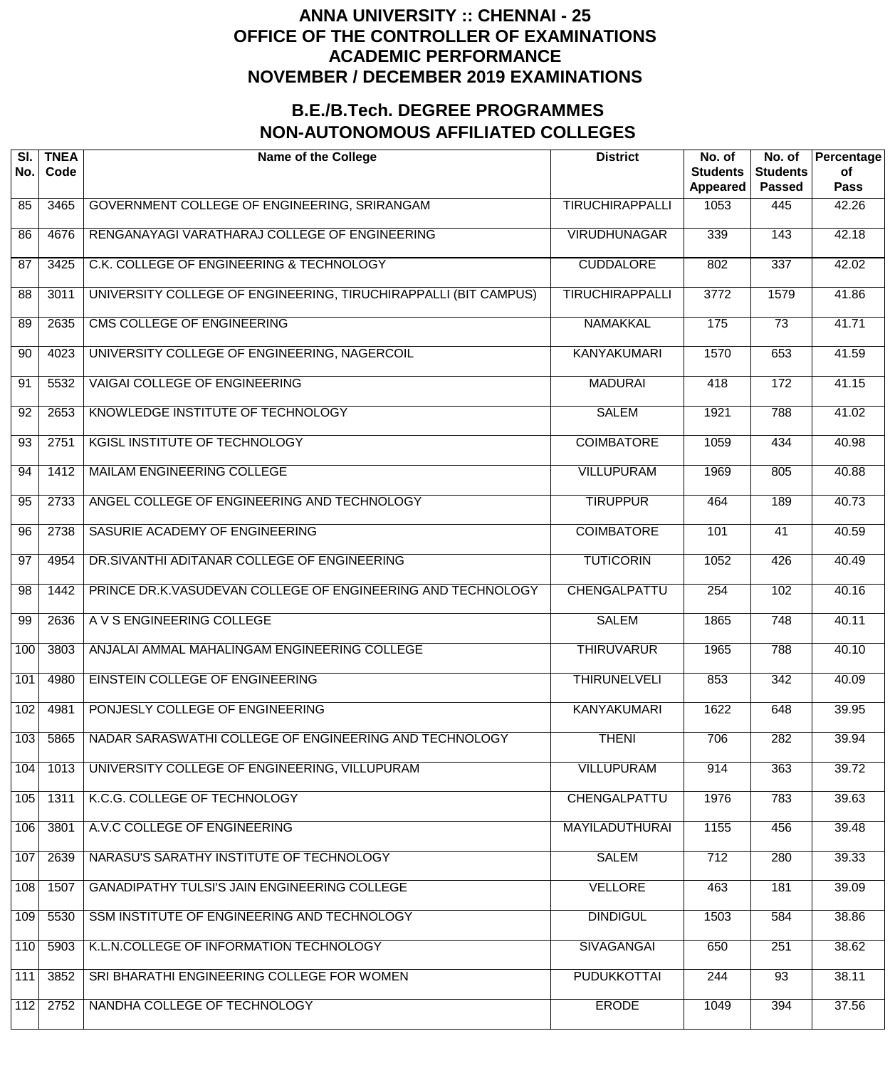# ANNA UNIVERSITY :: CHENNAI - 25
# OFFICE OF THE CONTROLLER OF EXAMINATIONS
# ACADEMIC PERFORMANCE
# NOVEMBER / DECEMBER 2019 EXAMINATIONS

## B.E./B.Tech. DEGREE PROGRAMMES
## NON-AUTONOMOUS AFFILIATED COLLEGES

| Sl. No. | TNEA Code | Name of the College | District | No. of Students Appeared | No. of Students Passed | Percentage of Pass |
|---|---|---|---|---|---|---|
| 85 | 3465 | GOVERNMENT COLLEGE OF ENGINEERING, SRIRANGAM | TIRUCHIRAPPALLI | 1053 | 445 | 42.26 |
| 86 | 4676 | RENGANAYAGI VARATHARAJ COLLEGE OF ENGINEERING | VIRUDHUNAGAR | 339 | 143 | 42.18 |
| 87 | 3425 | C.K. COLLEGE OF ENGINEERING & TECHNOLOGY | CUDDALORE | 802 | 337 | 42.02 |
| 88 | 3011 | UNIVERSITY COLLEGE OF ENGINEERING, TIRUCHIRAPPALLI (BIT CAMPUS) | TIRUCHIRAPPALLI | 3772 | 1579 | 41.86 |
| 89 | 2635 | CMS COLLEGE OF ENGINEERING | NAMAKKAL | 175 | 73 | 41.71 |
| 90 | 4023 | UNIVERSITY COLLEGE OF ENGINEERING, NAGERCOIL | KANYAKUMARI | 1570 | 653 | 41.59 |
| 91 | 5532 | VAIGAI COLLEGE OF ENGINEERING | MADURAI | 418 | 172 | 41.15 |
| 92 | 2653 | KNOWLEDGE INSTITUTE OF TECHNOLOGY | SALEM | 1921 | 788 | 41.02 |
| 93 | 2751 | KGISL INSTITUTE OF TECHNOLOGY | COIMBATORE | 1059 | 434 | 40.98 |
| 94 | 1412 | MAILAM ENGINEERING COLLEGE | VILLUPURAM | 1969 | 805 | 40.88 |
| 95 | 2733 | ANGEL COLLEGE OF ENGINEERING AND TECHNOLOGY | TIRUPPUR | 464 | 189 | 40.73 |
| 96 | 2738 | SASURIE ACADEMY OF ENGINEERING | COIMBATORE | 101 | 41 | 40.59 |
| 97 | 4954 | DR.SIVANTHI ADITANAR COLLEGE OF ENGINEERING | TUTICORIN | 1052 | 426 | 40.49 |
| 98 | 1442 | PRINCE DR.K.VASUDEVAN COLLEGE OF ENGINEERING AND TECHNOLOGY | CHENGALPATTU | 254 | 102 | 40.16 |
| 99 | 2636 | A V S ENGINEERING COLLEGE | SALEM | 1865 | 748 | 40.11 |
| 100 | 3803 | ANJALAI AMMAL MAHALINGAM ENGINEERING COLLEGE | THIRUVARUR | 1965 | 788 | 40.10 |
| 101 | 4980 | EINSTEIN COLLEGE OF ENGINEERING | THIRUNELVELI | 853 | 342 | 40.09 |
| 102 | 4981 | PONJESLY COLLEGE OF ENGINEERING | KANYAKUMARI | 1622 | 648 | 39.95 |
| 103 | 5865 | NADAR SARASWATHI COLLEGE OF ENGINEERING AND TECHNOLOGY | THENI | 706 | 282 | 39.94 |
| 104 | 1013 | UNIVERSITY COLLEGE OF ENGINEERING, VILLUPURAM | VILLUPURAM | 914 | 363 | 39.72 |
| 105 | 1311 | K.C.G. COLLEGE OF TECHNOLOGY | CHENGALPATTU | 1976 | 783 | 39.63 |
| 106 | 3801 | A.V.C COLLEGE OF ENGINEERING | MAYILADUTHURAI | 1155 | 456 | 39.48 |
| 107 | 2639 | NARASU'S SARATHY INSTITUTE OF TECHNOLOGY | SALEM | 712 | 280 | 39.33 |
| 108 | 1507 | GANADIPATHY TULSI'S JAIN ENGINEERING COLLEGE | VELLORE | 463 | 181 | 39.09 |
| 109 | 5530 | SSM INSTITUTE OF ENGINEERING AND TECHNOLOGY | DINDIGUL | 1503 | 584 | 38.86 |
| 110 | 5903 | K.L.N.COLLEGE OF INFORMATION TECHNOLOGY | SIVAGANGAI | 650 | 251 | 38.62 |
| 111 | 3852 | SRI BHARATHI ENGINEERING COLLEGE FOR WOMEN | PUDUKKOTTAI | 244 | 93 | 38.11 |
| 112 | 2752 | NANDHA COLLEGE OF TECHNOLOGY | ERODE | 1049 | 394 | 37.56 |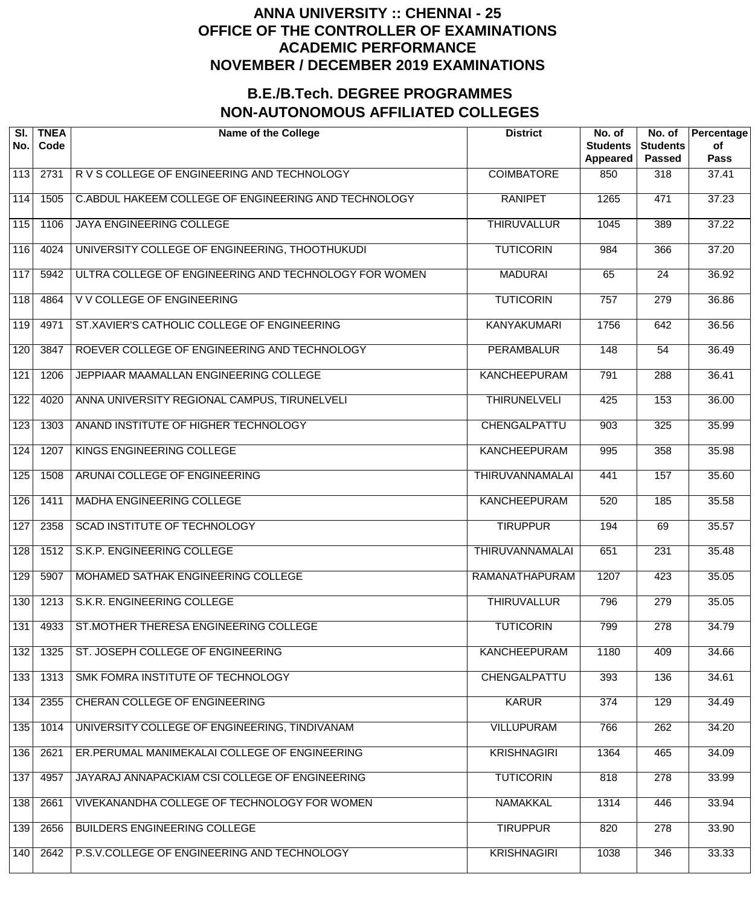# ANNA UNIVERSITY :: CHENNAI - 25
# OFFICE OF THE CONTROLLER OF EXAMINATIONS
# ACADEMIC PERFORMANCE
# NOVEMBER / DECEMBER 2019 EXAMINATIONS

## B.E./B.Tech. DEGREE PROGRAMMES
## NON-AUTONOMOUS AFFILIATED COLLEGES

| Sl. No. | TNEA Code | Name of the College | District | No. of Students Appeared | No. of Students Passed | Percentage of Pass |
|---|---|---|---|---|---|---|
| 113 | 2731 | R V S COLLEGE OF ENGINEERING AND TECHNOLOGY | COIMBATORE | 850 | 318 | 37.41 |
| 114 | 1505 | C.ABDUL HAKEEM COLLEGE OF ENGINEERING AND TECHNOLOGY | RANIPET | 1265 | 471 | 37.23 |
| 115 | 1106 | JAYA ENGINEERING COLLEGE | THIRUVALLUR | 1045 | 389 | 37.22 |
| 116 | 4024 | UNIVERSITY COLLEGE OF ENGINEERING, THOOTHUKUDI | TUTICORIN | 984 | 366 | 37.20 |
| 117 | 5942 | ULTRA COLLEGE OF ENGINEERING AND TECHNOLOGY FOR WOMEN | MADURAI | 65 | 24 | 36.92 |
| 118 | 4864 | V V COLLEGE OF ENGINEERING | TUTICORIN | 757 | 279 | 36.86 |
| 119 | 4971 | ST.XAVIER'S CATHOLIC COLLEGE OF ENGINEERING | KANYAKUMARI | 1756 | 642 | 36.56 |
| 120 | 3847 | ROEVER COLLEGE OF ENGINEERING AND TECHNOLOGY | PERAMBALUR | 148 | 54 | 36.49 |
| 121 | 1206 | JEPPIAAR MAAMALLAN ENGINEERING COLLEGE | KANCHEEPURAM | 791 | 288 | 36.41 |
| 122 | 4020 | ANNA UNIVERSITY REGIONAL CAMPUS, TIRUNELVELI | THIRUNELVELI | 425 | 153 | 36.00 |
| 123 | 1303 | ANAND INSTITUTE OF HIGHER TECHNOLOGY | CHENGALPATTU | 903 | 325 | 35.99 |
| 124 | 1207 | KINGS ENGINEERING COLLEGE | KANCHEEPURAM | 995 | 358 | 35.98 |
| 125 | 1508 | ARUNAI COLLEGE OF ENGINEERING | THIRUVANNAMALAI | 441 | 157 | 35.60 |
| 126 | 1411 | MADHA ENGINEERING COLLEGE | KANCHEEPURAM | 520 | 185 | 35.58 |
| 127 | 2358 | SCAD INSTITUTE OF TECHNOLOGY | TIRUPPUR | 194 | 69 | 35.57 |
| 128 | 1512 | S.K.P. ENGINEERING COLLEGE | THIRUVANNAMALAI | 651 | 231 | 35.48 |
| 129 | 5907 | MOHAMED SATHAK ENGINEERING COLLEGE | RAMANATHAPURAM | 1207 | 423 | 35.05 |
| 130 | 1213 | S.K.R. ENGINEERING COLLEGE | THIRUVALLUR | 796 | 279 | 35.05 |
| 131 | 4933 | ST.MOTHER THERESA ENGINEERING COLLEGE | TUTICORIN | 799 | 278 | 34.79 |
| 132 | 1325 | ST. JOSEPH COLLEGE OF ENGINEERING | KANCHEEPURAM | 1180 | 409 | 34.66 |
| 133 | 1313 | SMK FOMRA INSTITUTE OF TECHNOLOGY | CHENGALPATTU | 393 | 136 | 34.61 |
| 134 | 2355 | CHERAN COLLEGE OF ENGINEERING | KARUR | 374 | 129 | 34.49 |
| 135 | 1014 | UNIVERSITY COLLEGE OF ENGINEERING, TINDIVANAM | VILLUPURAM | 766 | 262 | 34.20 |
| 136 | 2621 | ER.PERUMAL MANIMEKALAI COLLEGE OF ENGINEERING | KRISHNAGIRI | 1364 | 465 | 34.09 |
| 137 | 4957 | JAYARAJ ANNAPACKIAM CSI COLLEGE OF ENGINEERING | TUTICORIN | 818 | 278 | 33.99 |
| 138 | 2661 | VIVEKANANDHA COLLEGE OF TECHNOLOGY FOR WOMEN | NAMAKKAL | 1314 | 446 | 33.94 |
| 139 | 2656 | BUILDERS ENGINEERING COLLEGE | TIRUPPUR | 820 | 278 | 33.90 |
| 140 | 2642 | P.S.V.COLLEGE OF ENGINEERING AND TECHNOLOGY | KRISHNAGIRI | 1038 | 346 | 33.33 |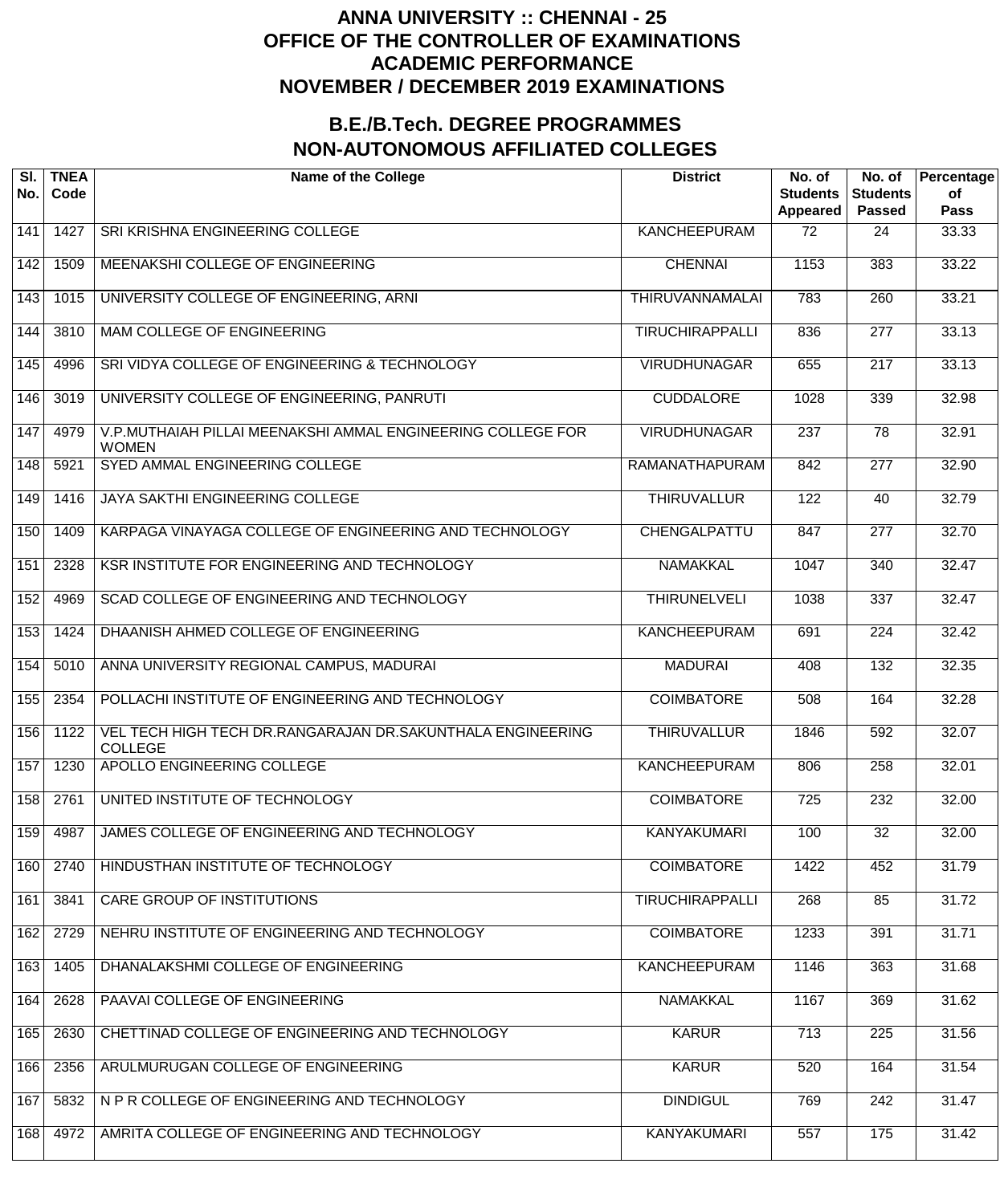# ANNA UNIVERSITY :: CHENNAI - 25
# OFFICE OF THE CONTROLLER OF EXAMINATIONS
# ACADEMIC PERFORMANCE
# NOVEMBER / DECEMBER 2019 EXAMINATIONS

## B.E./B.Tech. DEGREE PROGRAMMES
## NON-AUTONOMOUS AFFILIATED COLLEGES

| Sl. No. | TNEA Code | Name of the College | District | No. of Students Appeared | No. of Students Passed | Percentage of Pass |
|---|---|---|---|---|---|---|
| 141 | 1427 | SRI KRISHNA ENGINEERING COLLEGE | KANCHEEPURAM | 72 | 24 | 33.33 |
| 142 | 1509 | MEENAKSHI COLLEGE OF ENGINEERING | CHENNAI | 1153 | 383 | 33.22 |
| 143 | 1015 | UNIVERSITY COLLEGE OF ENGINEERING, ARNI | THIRUVANNAMALAI | 783 | 260 | 33.21 |
| 144 | 3810 | MAM COLLEGE OF ENGINEERING | TIRUCHIRAPPALLI | 836 | 277 | 33.13 |
| 145 | 4996 | SRI VIDYA COLLEGE OF ENGINEERING & TECHNOLOGY | VIRUDHUNAGAR | 655 | 217 | 33.13 |
| 146 | 3019 | UNIVERSITY COLLEGE OF ENGINEERING, PANRUTI | CUDDALORE | 1028 | 339 | 32.98 |
| 147 | 4979 | V.P.MUTHAIAH PILLAI MEENAKSHI AMMAL ENGINEERING COLLEGE FOR WOMEN | VIRUDHUNAGAR | 237 | 78 | 32.91 |
| 148 | 5921 | SYED AMMAL ENGINEERING COLLEGE | RAMANATHAPURAM | 842 | 277 | 32.90 |
| 149 | 1416 | JAYA SAKTHI ENGINEERING COLLEGE | THIRUVALLUR | 122 | 40 | 32.79 |
| 150 | 1409 | KARPAGA VINAYAGA COLLEGE OF ENGINEERING AND TECHNOLOGY | CHENGALPATTU | 847 | 277 | 32.70 |
| 151 | 2328 | KSR INSTITUTE FOR ENGINEERING AND TECHNOLOGY | NAMAKKAL | 1047 | 340 | 32.47 |
| 152 | 4969 | SCAD COLLEGE OF ENGINEERING AND TECHNOLOGY | THIRUNELVELI | 1038 | 337 | 32.47 |
| 153 | 1424 | DHAANISH AHMED COLLEGE OF ENGINEERING | KANCHEEPURAM | 691 | 224 | 32.42 |
| 154 | 5010 | ANNA UNIVERSITY REGIONAL CAMPUS, MADURAI | MADURAI | 408 | 132 | 32.35 |
| 155 | 2354 | POLLACHI INSTITUTE OF ENGINEERING AND TECHNOLOGY | COIMBATORE | 508 | 164 | 32.28 |
| 156 | 1122 | VEL TECH HIGH TECH DR.RANGARAJAN DR.SAKUNTHALA ENGINEERING COLLEGE | THIRUVALLUR | 1846 | 592 | 32.07 |
| 157 | 1230 | APOLLO ENGINEERING COLLEGE | KANCHEEPURAM | 806 | 258 | 32.01 |
| 158 | 2761 | UNITED INSTITUTE OF TECHNOLOGY | COIMBATORE | 725 | 232 | 32.00 |
| 159 | 4987 | JAMES COLLEGE OF ENGINEERING AND TECHNOLOGY | KANYAKUMARI | 100 | 32 | 32.00 |
| 160 | 2740 | HINDUSTHAN INSTITUTE OF TECHNOLOGY | COIMBATORE | 1422 | 452 | 31.79 |
| 161 | 3841 | CARE GROUP OF INSTITUTIONS | TIRUCHIRAPPALLI | 268 | 85 | 31.72 |
| 162 | 2729 | NEHRU INSTITUTE OF ENGINEERING AND TECHNOLOGY | COIMBATORE | 1233 | 391 | 31.71 |
| 163 | 1405 | DHANALAKSHMI COLLEGE OF ENGINEERING | KANCHEEPURAM | 1146 | 363 | 31.68 |
| 164 | 2628 | PAAVAI COLLEGE OF ENGINEERING | NAMAKKAL | 1167 | 369 | 31.62 |
| 165 | 2630 | CHETTINAD COLLEGE OF ENGINEERING AND TECHNOLOGY | KARUR | 713 | 225 | 31.56 |
| 166 | 2356 | ARULMURUGAN COLLEGE OF ENGINEERING | KARUR | 520 | 164 | 31.54 |
| 167 | 5832 | N P R COLLEGE OF ENGINEERING AND TECHNOLOGY | DINDIGUL | 769 | 242 | 31.47 |
| 168 | 4972 | AMRITA COLLEGE OF ENGINEERING AND TECHNOLOGY | KANYAKUMARI | 557 | 175 | 31.42 |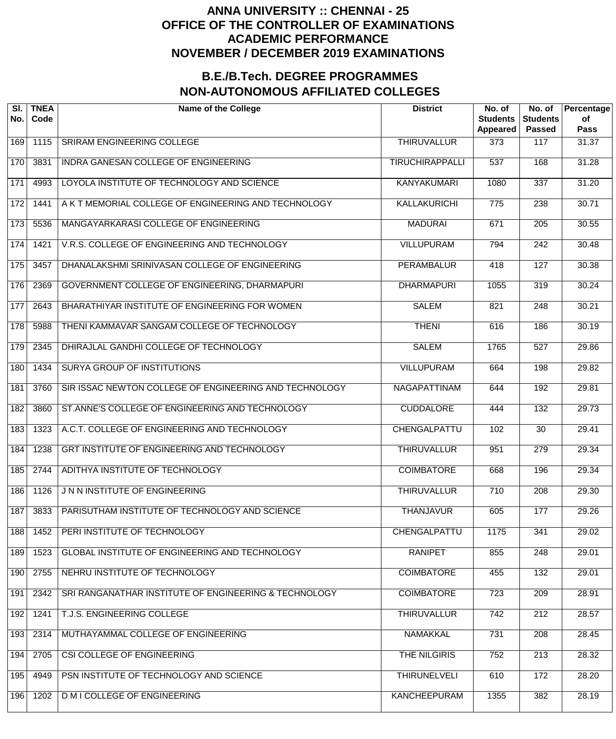# ANNA UNIVERSITY :: CHENNAI - 25
# OFFICE OF THE CONTROLLER OF EXAMINATIONS
# ACADEMIC PERFORMANCE
# NOVEMBER / DECEMBER 2019 EXAMINATIONS

## B.E./B.Tech. DEGREE PROGRAMMES
## NON-AUTONOMOUS AFFILIATED COLLEGES

| Sl. No. | TNEA Code | Name of the College | District | No. of Students Appeared | No. of Students Passed | Percentage of Pass |
|---|---|---|---|---|---|---|
| 169 | 1115 | SRIRAM ENGINEERING COLLEGE | THIRUVALLUR | 373 | 117 | 31.37 |
| 170 | 3831 | INDRA GANESAN COLLEGE OF ENGINEERING | TIRUCHIRAPPALLI | 537 | 168 | 31.28 |
| 171 | 4993 | LOYOLA INSTITUTE OF TECHNOLOGY AND SCIENCE | KANYAKUMARI | 1080 | 337 | 31.20 |
| 172 | 1441 | A K T MEMORIAL COLLEGE OF ENGINEERING AND TECHNOLOGY | KALLAKURICHI | 775 | 238 | 30.71 |
| 173 | 5536 | MANGAYARKARASI COLLEGE OF ENGINEERING | MADURAI | 671 | 205 | 30.55 |
| 174 | 1421 | V.R.S. COLLEGE OF ENGINEERING AND TECHNOLOGY | VILLUPURAM | 794 | 242 | 30.48 |
| 175 | 3457 | DHANALAKSHMI SRINIVASAN COLLEGE OF ENGINEERING | PERAMBALUR | 418 | 127 | 30.38 |
| 176 | 2369 | GOVERNMENT COLLEGE OF ENGINEERING, DHARMAPURI | DHARMAPURI | 1055 | 319 | 30.24 |
| 177 | 2643 | BHARATHIYAR INSTITUTE OF ENGINEERING FOR WOMEN | SALEM | 821 | 248 | 30.21 |
| 178 | 5988 | THENI KAMMAVAR SANGAM COLLEGE OF TECHNOLOGY | THENI | 616 | 186 | 30.19 |
| 179 | 2345 | DHIRAJLAL GANDHI COLLEGE OF TECHNOLOGY | SALEM | 1765 | 527 | 29.86 |
| 180 | 1434 | SURYA GROUP OF INSTITUTIONS | VILLUPURAM | 664 | 198 | 29.82 |
| 181 | 3760 | SIR ISSAC NEWTON COLLEGE OF ENGINEERING AND TECHNOLOGY | NAGAPATTINAM | 644 | 192 | 29.81 |
| 182 | 3860 | ST.ANNE'S COLLEGE OF ENGINEERING AND TECHNOLOGY | CUDDALORE | 444 | 132 | 29.73 |
| 183 | 1323 | A.C.T. COLLEGE OF ENGINEERING AND TECHNOLOGY | CHENGALPATTU | 102 | 30 | 29.41 |
| 184 | 1238 | GRT INSTITUTE OF ENGINEERING AND TECHNOLOGY | THIRUVALLUR | 951 | 279 | 29.34 |
| 185 | 2744 | ADITHYA INSTITUTE OF TECHNOLOGY | COIMBATORE | 668 | 196 | 29.34 |
| 186 | 1126 | J N N INSTITUTE OF ENGINEERING | THIRUVALLUR | 710 | 208 | 29.30 |
| 187 | 3833 | PARISUTHAM INSTITUTE OF TECHNOLOGY AND SCIENCE | THANJAVUR | 605 | 177 | 29.26 |
| 188 | 1452 | PERI INSTITUTE OF TECHNOLOGY | CHENGALPATTU | 1175 | 341 | 29.02 |
| 189 | 1523 | GLOBAL INSTITUTE OF ENGINEERING AND TECHNOLOGY | RANIPET | 855 | 248 | 29.01 |
| 190 | 2755 | NEHRU INSTITUTE OF TECHNOLOGY | COIMBATORE | 455 | 132 | 29.01 |
| 191 | 2342 | SRI RANGANATHAR INSTITUTE OF ENGINEERING & TECHNOLOGY | COIMBATORE | 723 | 209 | 28.91 |
| 192 | 1241 | T.J.S. ENGINEERING COLLEGE | THIRUVALLUR | 742 | 212 | 28.57 |
| 193 | 2314 | MUTHAYAMMAL COLLEGE OF ENGINEERING | NAMAKKAL | 731 | 208 | 28.45 |
| 194 | 2705 | CSI COLLEGE OF ENGINEERING | THE NILGIRIS | 752 | 213 | 28.32 |
| 195 | 4949 | PSN INSTITUTE OF TECHNOLOGY AND SCIENCE | THIRUNELVELI | 610 | 172 | 28.20 |
| 196 | 1202 | D M I COLLEGE OF ENGINEERING | KANCHEEPURAM | 1355 | 382 | 28.19 |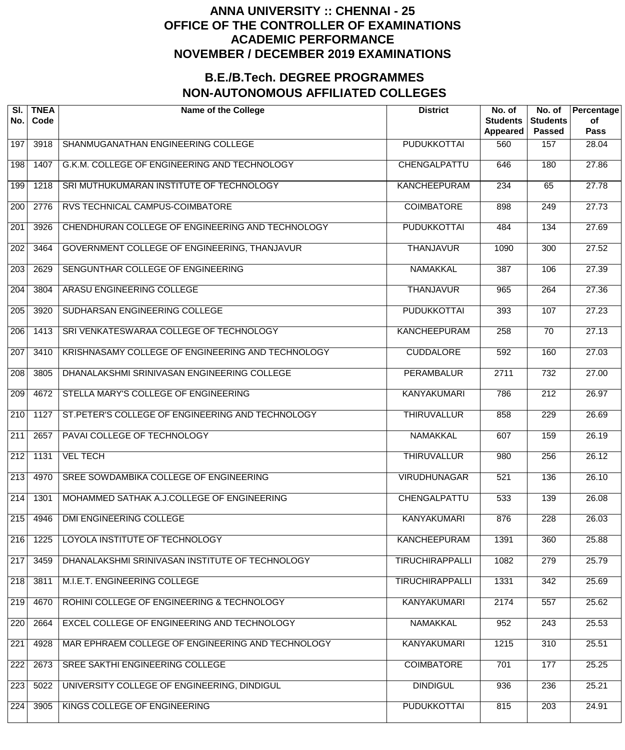# ANNA UNIVERSITY :: CHENNAI - 25
# OFFICE OF THE CONTROLLER OF EXAMINATIONS
# ACADEMIC PERFORMANCE
# NOVEMBER / DECEMBER 2019 EXAMINATIONS

## B.E./B.Tech. DEGREE PROGRAMMES
## NON-AUTONOMOUS AFFILIATED COLLEGES

| Sl. No. | TNEA Code | Name of the College | District | No. of Students Appeared | No. of Students Passed | Percentage of Pass |
|---|---|---|---|---|---|---|
| 197 | 3918 | SHANMUGANATHAN ENGINEERING COLLEGE | PUDUKKOTTAI | 560 | 157 | 28.04 |
| 198 | 1407 | G.K.M. COLLEGE OF ENGINEERING AND TECHNOLOGY | CHENGALPATTU | 646 | 180 | 27.86 |
| 199 | 1218 | SRI MUTHUKUMARAN INSTITUTE OF TECHNOLOGY | KANCHEEPURAM | 234 | 65 | 27.78 |
| 200 | 2776 | RVS TECHNICAL CAMPUS-COIMBATORE | COIMBATORE | 898 | 249 | 27.73 |
| 201 | 3926 | CHENDHURAN COLLEGE OF ENGINEERING AND TECHNOLOGY | PUDUKKOTTAI | 484 | 134 | 27.69 |
| 202 | 3464 | GOVERNMENT COLLEGE OF ENGINEERING, THANJAVUR | THANJAVUR | 1090 | 300 | 27.52 |
| 203 | 2629 | SENGUNTHAR COLLEGE OF ENGINEERING | NAMAKKAL | 387 | 106 | 27.39 |
| 204 | 3804 | ARASU ENGINEERING COLLEGE | THANJAVUR | 965 | 264 | 27.36 |
| 205 | 3920 | SUDHARSAN ENGINEERING COLLEGE | PUDUKKOTTAI | 393 | 107 | 27.23 |
| 206 | 1413 | SRI VENKATESWARAA COLLEGE OF TECHNOLOGY | KANCHEEPURAM | 258 | 70 | 27.13 |
| 207 | 3410 | KRISHNASAMY COLLEGE OF ENGINEERING AND TECHNOLOGY | CUDDALORE | 592 | 160 | 27.03 |
| 208 | 3805 | DHANALAKSHMI SRINIVASAN ENGINEERING COLLEGE | PERAMBALUR | 2711 | 732 | 27.00 |
| 209 | 4672 | STELLA MARY'S COLLEGE OF ENGINEERING | KANYAKUMARI | 786 | 212 | 26.97 |
| 210 | 1127 | ST.PETER'S COLLEGE OF ENGINEERING AND TECHNOLOGY | THIRUVALLUR | 858 | 229 | 26.69 |
| 211 | 2657 | PAVAI COLLEGE OF TECHNOLOGY | NAMAKKAL | 607 | 159 | 26.19 |
| 212 | 1131 | VEL TECH | THIRUVALLUR | 980 | 256 | 26.12 |
| 213 | 4970 | SREE SOWDAMBIKA COLLEGE OF ENGINEERING | VIRUDHUNAGAR | 521 | 136 | 26.10 |
| 214 | 1301 | MOHAMMED SATHAK A.J.COLLEGE OF ENGINEERING | CHENGALPATTU | 533 | 139 | 26.08 |
| 215 | 4946 | DMI ENGINEERING COLLEGE | KANYAKUMARI | 876 | 228 | 26.03 |
| 216 | 1225 | LOYOLA INSTITUTE OF TECHNOLOGY | KANCHEEPURAM | 1391 | 360 | 25.88 |
| 217 | 3459 | DHANALAKSHMI SRINIVASAN INSTITUTE OF TECHNOLOGY | TIRUCHIRAPPALLI | 1082 | 279 | 25.79 |
| 218 | 3811 | M.I.E.T. ENGINEERING COLLEGE | TIRUCHIRAPPALLI | 1331 | 342 | 25.69 |
| 219 | 4670 | ROHINI COLLEGE OF ENGINEERING & TECHNOLOGY | KANYAKUMARI | 2174 | 557 | 25.62 |
| 220 | 2664 | EXCEL COLLEGE OF ENGINEERING AND TECHNOLOGY | NAMAKKAL | 952 | 243 | 25.53 |
| 221 | 4928 | MAR EPHRAEM COLLEGE OF ENGINEERING AND TECHNOLOGY | KANYAKUMARI | 1215 | 310 | 25.51 |
| 222 | 2673 | SREE SAKTHI ENGINEERING COLLEGE | COIMBATORE | 701 | 177 | 25.25 |
| 223 | 5022 | UNIVERSITY COLLEGE OF ENGINEERING, DINDIGUL | DINDIGUL | 936 | 236 | 25.21 |
| 224 | 3905 | KINGS COLLEGE OF ENGINEERING | PUDUKKOTTAI | 815 | 203 | 24.91 |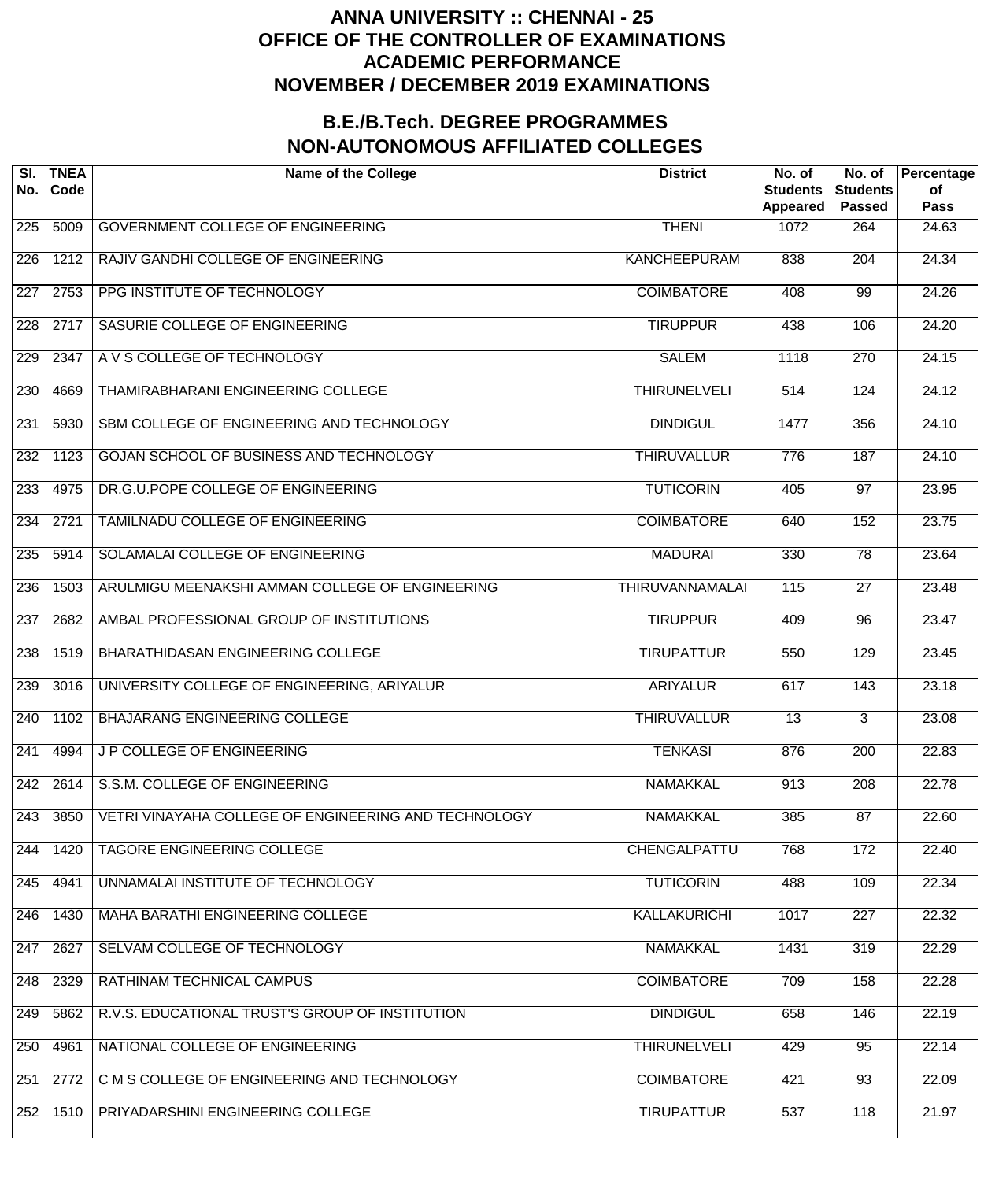# ANNA UNIVERSITY :: CHENNAI - 25
# OFFICE OF THE CONTROLLER OF EXAMINATIONS
# ACADEMIC PERFORMANCE
# NOVEMBER / DECEMBER 2019 EXAMINATIONS

## B.E./B.Tech. DEGREE PROGRAMMES
## NON-AUTONOMOUS AFFILIATED COLLEGES

| Sl. No. | TNEA Code | Name of the College | District | No. of Students Appeared | No. of Students Passed | Percentage of Pass |
|---|---|---|---|---|---|---|
| 225 | 5009 | GOVERNMENT COLLEGE OF ENGINEERING | THENI | 1072 | 264 | 24.63 |
| 226 | 1212 | RAJIV GANDHI COLLEGE OF ENGINEERING | KANCHEEPURAM | 838 | 204 | 24.34 |
| 227 | 2753 | PPG INSTITUTE OF TECHNOLOGY | COIMBATORE | 408 | 99 | 24.26 |
| 228 | 2717 | SASURIE COLLEGE OF ENGINEERING | TIRUPPUR | 438 | 106 | 24.20 |
| 229 | 2347 | A V S COLLEGE OF TECHNOLOGY | SALEM | 1118 | 270 | 24.15 |
| 230 | 4669 | THAMIRABHARANI ENGINEERING COLLEGE | THIRUNELVELI | 514 | 124 | 24.12 |
| 231 | 5930 | SBM COLLEGE OF ENGINEERING AND TECHNOLOGY | DINDIGUL | 1477 | 356 | 24.10 |
| 232 | 1123 | GOJAN SCHOOL OF BUSINESS AND TECHNOLOGY | THIRUVALLUR | 776 | 187 | 24.10 |
| 233 | 4975 | DR.G.U.POPE COLLEGE OF ENGINEERING | TUTICORIN | 405 | 97 | 23.95 |
| 234 | 2721 | TAMILNADU COLLEGE OF ENGINEERING | COIMBATORE | 640 | 152 | 23.75 |
| 235 | 5914 | SOLAMALAI COLLEGE OF ENGINEERING | MADURAI | 330 | 78 | 23.64 |
| 236 | 1503 | ARULMIGU MEENAKSHI AMMAN COLLEGE OF ENGINEERING | THIRUVANNAMALAI | 115 | 27 | 23.48 |
| 237 | 2682 | AMBAL PROFESSIONAL GROUP OF INSTITUTIONS | TIRUPPUR | 409 | 96 | 23.47 |
| 238 | 1519 | BHARATHIDASAN ENGINEERING COLLEGE | TIRUPATTUR | 550 | 129 | 23.45 |
| 239 | 3016 | UNIVERSITY COLLEGE OF ENGINEERING, ARIYALUR | ARIYALUR | 617 | 143 | 23.18 |
| 240 | 1102 | BHAJARANG ENGINEERING COLLEGE | THIRUVALLUR | 13 | 3 | 23.08 |
| 241 | 4994 | J P COLLEGE OF ENGINEERING | TENKASI | 876 | 200 | 22.83 |
| 242 | 2614 | S.S.M. COLLEGE OF ENGINEERING | NAMAKKAL | 913 | 208 | 22.78 |
| 243 | 3850 | VETRI VINAYAHA COLLEGE OF ENGINEERING AND TECHNOLOGY | NAMAKKAL | 385 | 87 | 22.60 |
| 244 | 1420 | TAGORE ENGINEERING COLLEGE | CHENGALPATTU | 768 | 172 | 22.40 |
| 245 | 4941 | UNNAMALAI INSTITUTE OF TECHNOLOGY | TUTICORIN | 488 | 109 | 22.34 |
| 246 | 1430 | MAHA BARATHI ENGINEERING COLLEGE | KALLAKURICHI | 1017 | 227 | 22.32 |
| 247 | 2627 | SELVAM COLLEGE OF TECHNOLOGY | NAMAKKAL | 1431 | 319 | 22.29 |
| 248 | 2329 | RATHINAM TECHNICAL CAMPUS | COIMBATORE | 709 | 158 | 22.28 |
| 249 | 5862 | R.V.S. EDUCATIONAL TRUST'S GROUP OF INSTITUTION | DINDIGUL | 658 | 146 | 22.19 |
| 250 | 4961 | NATIONAL COLLEGE OF ENGINEERING | THIRUNELVELI | 429 | 95 | 22.14 |
| 251 | 2772 | C M S COLLEGE OF ENGINEERING AND TECHNOLOGY | COIMBATORE | 421 | 93 | 22.09 |
| 252 | 1510 | PRIYADARSHINI ENGINEERING COLLEGE | TIRUPATTUR | 537 | 118 | 21.97 |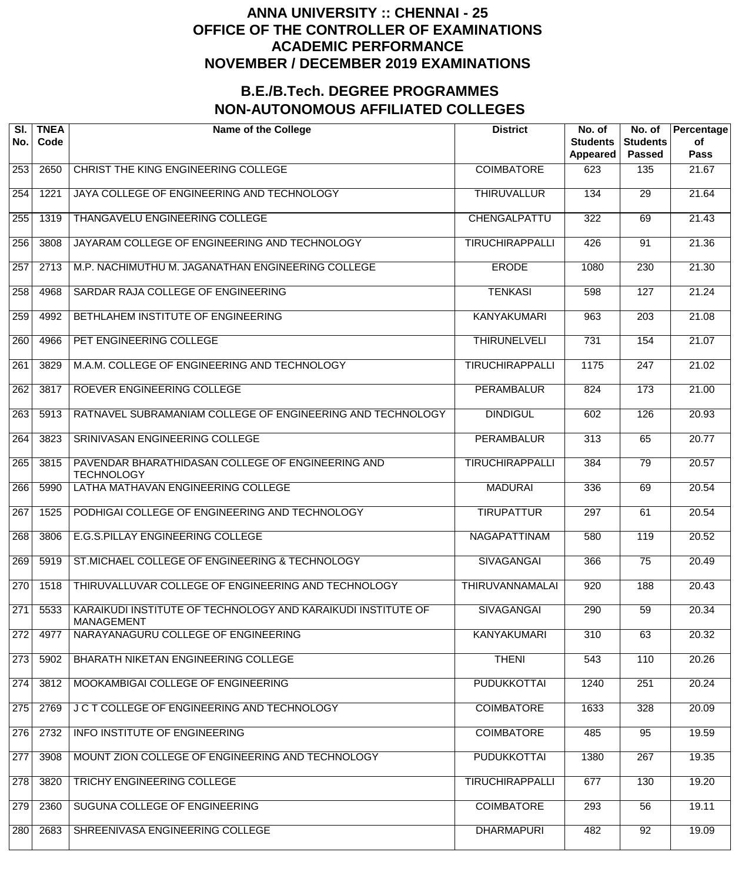# ANNA UNIVERSITY :: CHENNAI - 25
# OFFICE OF THE CONTROLLER OF EXAMINATIONS
# ACADEMIC PERFORMANCE
# NOVEMBER / DECEMBER 2019 EXAMINATIONS

## B.E./B.Tech. DEGREE PROGRAMMES
## NON-AUTONOMOUS AFFILIATED COLLEGES

| Sl. No. | TNEA Code | Name of the College | District | No. of Students Appeared | No. of Students Passed | Percentage of Pass |
|---|---|---|---|---|---|---|
| 253 | 2650 | CHRIST THE KING ENGINEERING COLLEGE | COIMBATORE | 623 | 135 | 21.67 |
| 254 | 1221 | JAYA COLLEGE OF ENGINEERING AND TECHNOLOGY | THIRUVALLUR | 134 | 29 | 21.64 |
| 255 | 1319 | THANGAVELU ENGINEERING COLLEGE | CHENGALPATTU | 322 | 69 | 21.43 |
| 256 | 3808 | JAYARAM COLLEGE OF ENGINEERING AND TECHNOLOGY | TIRUCHIRAPPALLI | 426 | 91 | 21.36 |
| 257 | 2713 | M.P. NACHIMUTHU M. JAGANATHAN ENGINEERING COLLEGE | ERODE | 1080 | 230 | 21.30 |
| 258 | 4968 | SARDAR RAJA COLLEGE OF ENGINEERING | TENKASI | 598 | 127 | 21.24 |
| 259 | 4992 | BETHLAHEM INSTITUTE OF ENGINEERING | KANYAKUMARI | 963 | 203 | 21.08 |
| 260 | 4966 | PET ENGINEERING COLLEGE | THIRUNELVELI | 731 | 154 | 21.07 |
| 261 | 3829 | M.A.M. COLLEGE OF ENGINEERING AND TECHNOLOGY | TIRUCHIRAPPALLI | 1175 | 247 | 21.02 |
| 262 | 3817 | ROEVER ENGINEERING COLLEGE | PERAMBALUR | 824 | 173 | 21.00 |
| 263 | 5913 | RATNAVEL SUBRAMANIAM COLLEGE OF ENGINEERING AND TECHNOLOGY | DINDIGUL | 602 | 126 | 20.93 |
| 264 | 3823 | SRINIVASAN ENGINEERING COLLEGE | PERAMBALUR | 313 | 65 | 20.77 |
| 265 | 3815 | PAVENDAR BHARATHIDASAN COLLEGE OF ENGINEERING AND TECHNOLOGY | TIRUCHIRAPPALLI | 384 | 79 | 20.57 |
| 266 | 5990 | LATHA MATHAVAN ENGINEERING COLLEGE | MADURAI | 336 | 69 | 20.54 |
| 267 | 1525 | PODHIGAI COLLEGE OF ENGINEERING AND TECHNOLOGY | TIRUPATTUR | 297 | 61 | 20.54 |
| 268 | 3806 | E.G.S.PILLAY ENGINEERING COLLEGE | NAGAPATTINAM | 580 | 119 | 20.52 |
| 269 | 5919 | ST.MICHAEL COLLEGE OF ENGINEERING & TECHNOLOGY | SIVAGANGAI | 366 | 75 | 20.49 |
| 270 | 1518 | THIRUVALLUVAR COLLEGE OF ENGINEERING AND TECHNOLOGY | THIRUVANNAMALAI | 920 | 188 | 20.43 |
| 271 | 5533 | KARAIKUDI INSTITUTE OF TECHNOLOGY AND KARAIKUDI INSTITUTE OF MANAGEMENT | SIVAGANGAI | 290 | 59 | 20.34 |
| 272 | 4977 | NARAYANAGURU COLLEGE OF ENGINEERING | KANYAKUMARI | 310 | 63 | 20.32 |
| 273 | 5902 | BHARATH NIKETAN ENGINEERING COLLEGE | THENI | 543 | 110 | 20.26 |
| 274 | 3812 | MOOKAMBIGAI COLLEGE OF ENGINEERING | PUDUKKOTTAI | 1240 | 251 | 20.24 |
| 275 | 2769 | J C T COLLEGE OF ENGINEERING AND TECHNOLOGY | COIMBATORE | 1633 | 328 | 20.09 |
| 276 | 2732 | INFO INSTITUTE OF ENGINEERING | COIMBATORE | 485 | 95 | 19.59 |
| 277 | 3908 | MOUNT ZION COLLEGE OF ENGINEERING AND TECHNOLOGY | PUDUKKOTTAI | 1380 | 267 | 19.35 |
| 278 | 3820 | TRICHY ENGINEERING COLLEGE | TIRUCHIRAPPALLI | 677 | 130 | 19.20 |
| 279 | 2360 | SUGUNA COLLEGE OF ENGINEERING | COIMBATORE | 293 | 56 | 19.11 |
| 280 | 2683 | SHREENIVASA ENGINEERING COLLEGE | DHARMAPURI | 482 | 92 | 19.09 |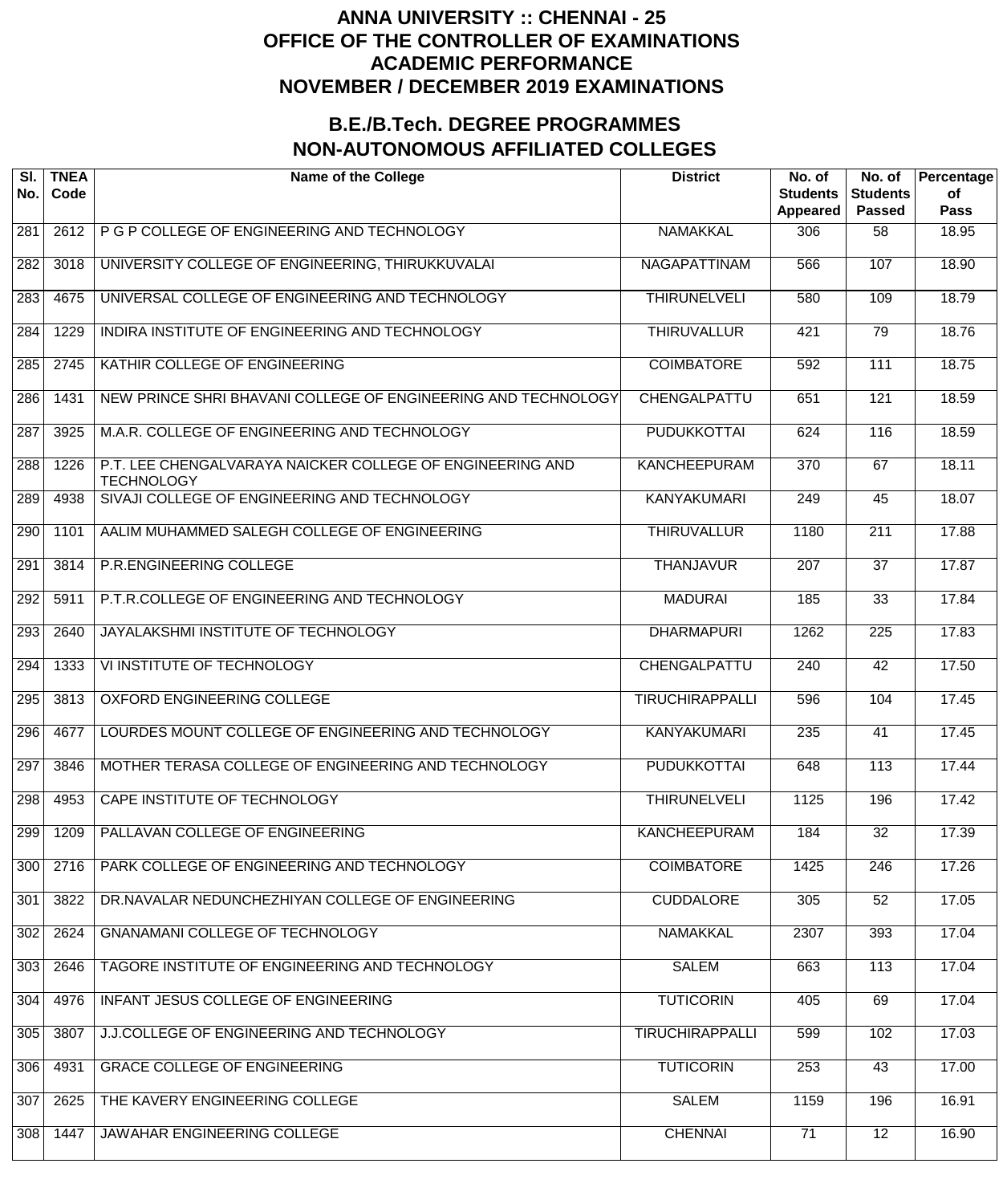# ANNA UNIVERSITY :: CHENNAI - 25
# OFFICE OF THE CONTROLLER OF EXAMINATIONS
# ACADEMIC PERFORMANCE
# NOVEMBER / DECEMBER 2019 EXAMINATIONS

## B.E./B.Tech. DEGREE PROGRAMMES
## NON-AUTONOMOUS AFFILIATED COLLEGES

| Sl. No. | TNEA Code | Name of the College | District | No. of Students Appeared | No. of Students Passed | Percentage of Pass |
|---|---|---|---|---|---|---|
| 281 | 2612 | P G P COLLEGE OF ENGINEERING AND TECHNOLOGY | NAMAKKAL | 306 | 58 | 18.95 |
| 282 | 3018 | UNIVERSITY COLLEGE OF ENGINEERING, THIRUKKUVALAI | NAGAPATTINAM | 566 | 107 | 18.90 |
| 283 | 4675 | UNIVERSAL COLLEGE OF ENGINEERING AND TECHNOLOGY | THIRUNELVELI | 580 | 109 | 18.79 |
| 284 | 1229 | INDIRA INSTITUTE OF ENGINEERING AND TECHNOLOGY | THIRUVALLUR | 421 | 79 | 18.76 |
| 285 | 2745 | KATHIR COLLEGE OF ENGINEERING | COIMBATORE | 592 | 111 | 18.75 |
| 286 | 1431 | NEW PRINCE SHRI BHAVANI COLLEGE OF ENGINEERING AND TECHNOLOGY | CHENGALPATTU | 651 | 121 | 18.59 |
| 287 | 3925 | M.A.R. COLLEGE OF ENGINEERING AND TECHNOLOGY | PUDUKKOTTAI | 624 | 116 | 18.59 |
| 288 | 1226 | P.T. LEE CHENGALVARAYA NAICKER COLLEGE OF ENGINEERING AND TECHNOLOGY | KANCHEEPURAM | 370 | 67 | 18.11 |
| 289 | 4938 | SIVAJI COLLEGE OF ENGINEERING AND TECHNOLOGY | KANYAKUMARI | 249 | 45 | 18.07 |
| 290 | 1101 | AALIM MUHAMMED SALEGH COLLEGE OF ENGINEERING | THIRUVALLUR | 1180 | 211 | 17.88 |
| 291 | 3814 | P.R.ENGINEERING COLLEGE | THANJAVUR | 207 | 37 | 17.87 |
| 292 | 5911 | P.T.R.COLLEGE OF ENGINEERING AND TECHNOLOGY | MADURAI | 185 | 33 | 17.84 |
| 293 | 2640 | JAYALAKSHMI INSTITUTE OF TECHNOLOGY | DHARMAPURI | 1262 | 225 | 17.83 |
| 294 | 1333 | VI INSTITUTE OF TECHNOLOGY | CHENGALPATTU | 240 | 42 | 17.50 |
| 295 | 3813 | OXFORD ENGINEERING COLLEGE | TIRUCHIRAPPALLI | 596 | 104 | 17.45 |
| 296 | 4677 | LOURDES MOUNT COLLEGE OF ENGINEERING AND TECHNOLOGY | KANYAKUMARI | 235 | 41 | 17.45 |
| 297 | 3846 | MOTHER TERASA COLLEGE OF ENGINEERING AND TECHNOLOGY | PUDUKKOTTAI | 648 | 113 | 17.44 |
| 298 | 4953 | CAPE INSTITUTE OF TECHNOLOGY | THIRUNELVELI | 1125 | 196 | 17.42 |
| 299 | 1209 | PALLAVAN COLLEGE OF ENGINEERING | KANCHEEPURAM | 184 | 32 | 17.39 |
| 300 | 2716 | PARK COLLEGE OF ENGINEERING AND TECHNOLOGY | COIMBATORE | 1425 | 246 | 17.26 |
| 301 | 3822 | DR.NAVALAR NEDUNCHEZHIYAN COLLEGE OF ENGINEERING | CUDDALORE | 305 | 52 | 17.05 |
| 302 | 2624 | GNANAMANI COLLEGE OF TECHNOLOGY | NAMAKKAL | 2307 | 393 | 17.04 |
| 303 | 2646 | TAGORE INSTITUTE OF ENGINEERING AND TECHNOLOGY | SALEM | 663 | 113 | 17.04 |
| 304 | 4976 | INFANT JESUS COLLEGE OF ENGINEERING | TUTICORIN | 405 | 69 | 17.04 |
| 305 | 3807 | J.J.COLLEGE OF ENGINEERING AND TECHNOLOGY | TIRUCHIRAPPALLI | 599 | 102 | 17.03 |
| 306 | 4931 | GRACE COLLEGE OF ENGINEERING | TUTICORIN | 253 | 43 | 17.00 |
| 307 | 2625 | THE KAVERY ENGINEERING COLLEGE | SALEM | 1159 | 196 | 16.91 |
| 308 | 1447 | JAWAHAR ENGINEERING COLLEGE | CHENNAI | 71 | 12 | 16.90 |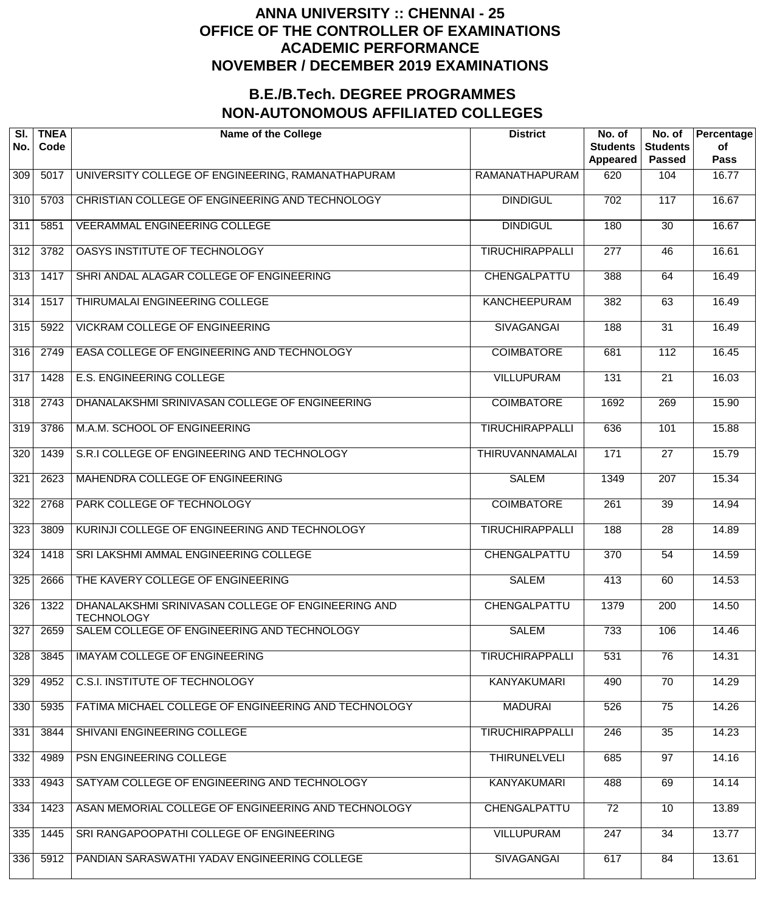# ANNA UNIVERSITY :: CHENNAI - 25
# OFFICE OF THE CONTROLLER OF EXAMINATIONS
# ACADEMIC PERFORMANCE
# NOVEMBER / DECEMBER 2019 EXAMINATIONS

## B.E./B.Tech. DEGREE PROGRAMMES
## NON-AUTONOMOUS AFFILIATED COLLEGES

| Sl. No. | TNEA Code | Name of the College | District | No. of Students Appeared | No. of Students Passed | Percentage of Pass |
|---|---|---|---|---|---|---|
| 309 | 5017 | UNIVERSITY COLLEGE OF ENGINEERING, RAMANATHAPURAM | RAMANATHAPURAM | 620 | 104 | 16.77 |
| 310 | 5703 | CHRISTIAN COLLEGE OF ENGINEERING AND TECHNOLOGY | DINDIGUL | 702 | 117 | 16.67 |
| 311 | 5851 | VEERAMMAL ENGINEERING COLLEGE | DINDIGUL | 180 | 30 | 16.67 |
| 312 | 3782 | OASYS INSTITUTE OF TECHNOLOGY | TIRUCHIRAPPALLI | 277 | 46 | 16.61 |
| 313 | 1417 | SHRI ANDAL ALAGAR COLLEGE OF ENGINEERING | CHENGALPATTU | 388 | 64 | 16.49 |
| 314 | 1517 | THIRUMALAI ENGINEERING COLLEGE | KANCHEEPURAM | 382 | 63 | 16.49 |
| 315 | 5922 | VICKRAM COLLEGE OF ENGINEERING | SIVAGANGAI | 188 | 31 | 16.49 |
| 316 | 2749 | EASA COLLEGE OF ENGINEERING AND TECHNOLOGY | COIMBATORE | 681 | 112 | 16.45 |
| 317 | 1428 | E.S. ENGINEERING COLLEGE | VILLUPURAM | 131 | 21 | 16.03 |
| 318 | 2743 | DHANALAKSHMI SRINIVASAN COLLEGE OF ENGINEERING | COIMBATORE | 1692 | 269 | 15.90 |
| 319 | 3786 | M.A.M. SCHOOL OF ENGINEERING | TIRUCHIRAPPALLI | 636 | 101 | 15.88 |
| 320 | 1439 | S.R.I COLLEGE OF ENGINEERING AND TECHNOLOGY | THIRUVANNAMALAI | 171 | 27 | 15.79 |
| 321 | 2623 | MAHENDRA COLLEGE OF ENGINEERING | SALEM | 1349 | 207 | 15.34 |
| 322 | 2768 | PARK COLLEGE OF TECHNOLOGY | COIMBATORE | 261 | 39 | 14.94 |
| 323 | 3809 | KURINJI COLLEGE OF ENGINEERING AND TECHNOLOGY | TIRUCHIRAPPALLI | 188 | 28 | 14.89 |
| 324 | 1418 | SRI LAKSHMI AMMAL ENGINEERING COLLEGE | CHENGALPATTU | 370 | 54 | 14.59 |
| 325 | 2666 | THE KAVERY COLLEGE OF ENGINEERING | SALEM | 413 | 60 | 14.53 |
| 326 | 1322 | DHANALAKSHMI SRINIVASAN COLLEGE OF ENGINEERING AND TECHNOLOGY | CHENGALPATTU | 1379 | 200 | 14.50 |
| 327 | 2659 | SALEM COLLEGE OF ENGINEERING AND TECHNOLOGY | SALEM | 733 | 106 | 14.46 |
| 328 | 3845 | IMAYAM COLLEGE OF ENGINEERING | TIRUCHIRAPPALLI | 531 | 76 | 14.31 |
| 329 | 4952 | C.S.I. INSTITUTE OF TECHNOLOGY | KANYAKUMARI | 490 | 70 | 14.29 |
| 330 | 5935 | FATIMA MICHAEL COLLEGE OF ENGINEERING AND TECHNOLOGY | MADURAI | 526 | 75 | 14.26 |
| 331 | 3844 | SHIVANI ENGINEERING COLLEGE | TIRUCHIRAPPALLI | 246 | 35 | 14.23 |
| 332 | 4989 | PSN ENGINEERING COLLEGE | THIRUNELVELI | 685 | 97 | 14.16 |
| 333 | 4943 | SATYAM COLLEGE OF ENGINEERING AND TECHNOLOGY | KANYAKUMARI | 488 | 69 | 14.14 |
| 334 | 1423 | ASAN MEMORIAL COLLEGE OF ENGINEERING AND TECHNOLOGY | CHENGALPATTU | 72 | 10 | 13.89 |
| 335 | 1445 | SRI RANGAPOOPATHI COLLEGE OF ENGINEERING | VILLUPURAM | 247 | 34 | 13.77 |
| 336 | 5912 | PANDIAN SARASWATHI YADAV ENGINEERING COLLEGE | SIVAGANGAI | 617 | 84 | 13.61 |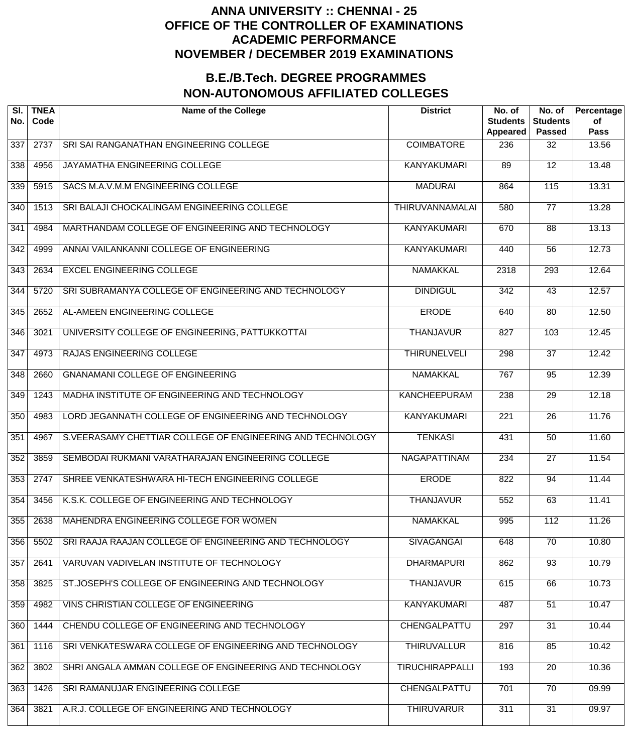# ANNA UNIVERSITY :: CHENNAI - 25
# OFFICE OF THE CONTROLLER OF EXAMINATIONS
# ACADEMIC PERFORMANCE
# NOVEMBER / DECEMBER 2019 EXAMINATIONS

## B.E./B.Tech. DEGREE PROGRAMMES
## NON-AUTONOMOUS AFFILIATED COLLEGES

| Sl. No. | TNEA Code | Name of the College | District | No. of Students Appeared | No. of Students Passed | Percentage of Pass |
|---|---|---|---|---|---|---|
| 337 | 2737 | SRI SAI RANGANATHAN ENGINEERING COLLEGE | COIMBATORE | 236 | 32 | 13.56 |
| 338 | 4956 | JAYAMATHA ENGINEERING COLLEGE | KANYAKUMARI | 89 | 12 | 13.48 |
| 339 | 5915 | SACS M.A.V.M.M ENGINEERING COLLEGE | MADURAI | 864 | 115 | 13.31 |
| 340 | 1513 | SRI BALAJI CHOCKALINGAM ENGINEERING COLLEGE | THIRUVANNAMALAI | 580 | 77 | 13.28 |
| 341 | 4984 | MARTHANDAM COLLEGE OF ENGINEERING AND TECHNOLOGY | KANYAKUMARI | 670 | 88 | 13.13 |
| 342 | 4999 | ANNAI VAILANKANNI COLLEGE OF ENGINEERING | KANYAKUMARI | 440 | 56 | 12.73 |
| 343 | 2634 | EXCEL ENGINEERING COLLEGE | NAMAKKAL | 2318 | 293 | 12.64 |
| 344 | 5720 | SRI SUBRAMANYA COLLEGE OF ENGINEERING AND TECHNOLOGY | DINDIGUL | 342 | 43 | 12.57 |
| 345 | 2652 | AL-AMEEN ENGINEERING COLLEGE | ERODE | 640 | 80 | 12.50 |
| 346 | 3021 | UNIVERSITY COLLEGE OF ENGINEERING, PATTUKKOTTAI | THANJAVUR | 827 | 103 | 12.45 |
| 347 | 4973 | RAJAS ENGINEERING COLLEGE | THIRUNELVELI | 298 | 37 | 12.42 |
| 348 | 2660 | GNANAMANI COLLEGE OF ENGINEERING | NAMAKKAL | 767 | 95 | 12.39 |
| 349 | 1243 | MADHA INSTITUTE OF ENGINEERING AND TECHNOLOGY | KANCHEEPURAM | 238 | 29 | 12.18 |
| 350 | 4983 | LORD JEGANNATH COLLEGE OF ENGINEERING AND TECHNOLOGY | KANYAKUMARI | 221 | 26 | 11.76 |
| 351 | 4967 | S.VEERASAMY CHETTIAR COLLEGE OF ENGINEERING AND TECHNOLOGY | TENKASI | 431 | 50 | 11.60 |
| 352 | 3859 | SEMBODAI RUKMANI VARATHARAJAN ENGINEERING COLLEGE | NAGAPATTINAM | 234 | 27 | 11.54 |
| 353 | 2747 | SHREE VENKATESHWARA HI-TECH ENGINEERING COLLEGE | ERODE | 822 | 94 | 11.44 |
| 354 | 3456 | K.S.K. COLLEGE OF ENGINEERING AND TECHNOLOGY | THANJAVUR | 552 | 63 | 11.41 |
| 355 | 2638 | MAHENDRA ENGINEERING COLLEGE FOR WOMEN | NAMAKKAL | 995 | 112 | 11.26 |
| 356 | 5502 | SRI RAAJA RAAJAN COLLEGE OF ENGINEERING AND TECHNOLOGY | SIVAGANGAI | 648 | 70 | 10.80 |
| 357 | 2641 | VARUVAN VADIVELAN INSTITUTE OF TECHNOLOGY | DHARMAPURI | 862 | 93 | 10.79 |
| 358 | 3825 | ST.JOSEPH'S COLLEGE OF ENGINEERING AND TECHNOLOGY | THANJAVUR | 615 | 66 | 10.73 |
| 359 | 4982 | VINS CHRISTIAN COLLEGE OF ENGINEERING | KANYAKUMARI | 487 | 51 | 10.47 |
| 360 | 1444 | CHENDU COLLEGE OF ENGINEERING AND TECHNOLOGY | CHENGALPATTU | 297 | 31 | 10.44 |
| 361 | 1116 | SRI VENKATESWARA COLLEGE OF ENGINEERING AND TECHNOLOGY | THIRUVALLUR | 816 | 85 | 10.42 |
| 362 | 3802 | SHRI ANGALA AMMAN COLLEGE OF ENGINEERING AND TECHNOLOGY | TIRUCHIRAPPALLI | 193 | 20 | 10.36 |
| 363 | 1426 | SRI RAMANUJAR ENGINEERING COLLEGE | CHENGALPATTU | 701 | 70 | 09.99 |
| 364 | 3821 | A.R.J. COLLEGE OF ENGINEERING AND TECHNOLOGY | THIRUVARUR | 311 | 31 | 09.97 |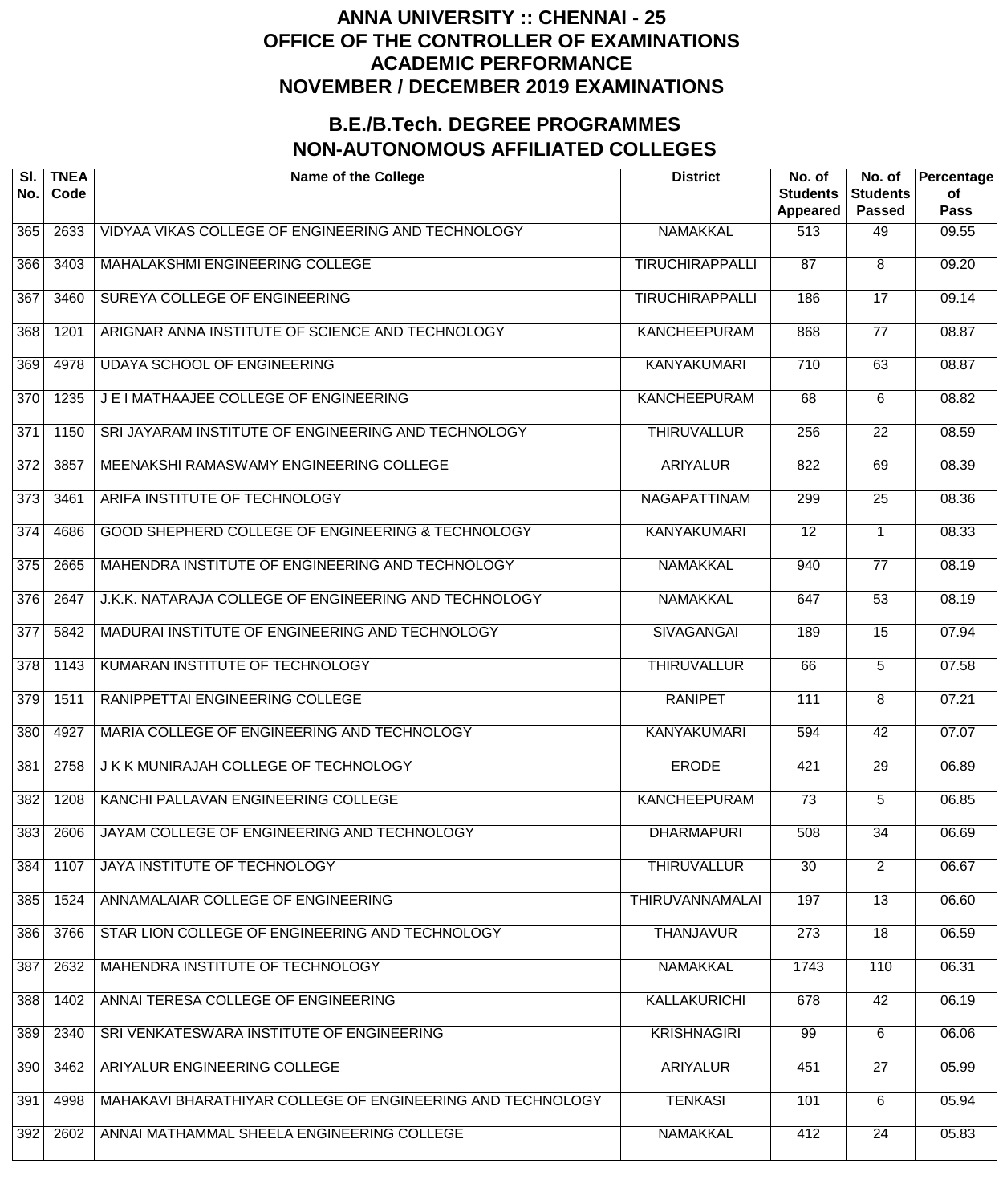# ANNA UNIVERSITY :: CHENNAI - 25
# OFFICE OF THE CONTROLLER OF EXAMINATIONS
# ACADEMIC PERFORMANCE
# NOVEMBER / DECEMBER 2019 EXAMINATIONS

## B.E./B.Tech. DEGREE PROGRAMMES
## NON-AUTONOMOUS AFFILIATED COLLEGES

| Sl. No. | TNEA Code | Name of the College | District | No. of Students Appeared | No. of Students Passed | Percentage of Pass |
|---|---|---|---|---|---|---|
| 365 | 2633 | VIDYAA VIKAS COLLEGE OF ENGINEERING AND TECHNOLOGY | NAMAKKAL | 513 | 49 | 09.55 |
| 366 | 3403 | MAHALAKSHMI ENGINEERING COLLEGE | TIRUCHIRAPPALLI | 87 | 8 | 09.20 |
| 367 | 3460 | SUREYA COLLEGE OF ENGINEERING | TIRUCHIRAPPALLI | 186 | 17 | 09.14 |
| 368 | 1201 | ARIGNAR ANNA INSTITUTE OF SCIENCE AND TECHNOLOGY | KANCHEEPURAM | 868 | 77 | 08.87 |
| 369 | 4978 | UDAYA SCHOOL OF ENGINEERING | KANYAKUMARI | 710 | 63 | 08.87 |
| 370 | 1235 | J E I MATHAAJEE COLLEGE OF ENGINEERING | KANCHEEPURAM | 68 | 6 | 08.82 |
| 371 | 1150 | SRI JAYARAM INSTITUTE OF ENGINEERING AND TECHNOLOGY | THIRUVALLUR | 256 | 22 | 08.59 |
| 372 | 3857 | MEENAKSHI RAMASWAMY ENGINEERING COLLEGE | ARIYALUR | 822 | 69 | 08.39 |
| 373 | 3461 | ARIFA INSTITUTE OF TECHNOLOGY | NAGAPATTINAM | 299 | 25 | 08.36 |
| 374 | 4686 | GOOD SHEPHERD COLLEGE OF ENGINEERING & TECHNOLOGY | KANYAKUMARI | 12 | 1 | 08.33 |
| 375 | 2665 | MAHENDRA INSTITUTE OF ENGINEERING AND TECHNOLOGY | NAMAKKAL | 940 | 77 | 08.19 |
| 376 | 2647 | J.K.K. NATARAJA COLLEGE OF ENGINEERING AND TECHNOLOGY | NAMAKKAL | 647 | 53 | 08.19 |
| 377 | 5842 | MADURAI INSTITUTE OF ENGINEERING AND TECHNOLOGY | SIVAGANGAI | 189 | 15 | 07.94 |
| 378 | 1143 | KUMARAN INSTITUTE OF TECHNOLOGY | THIRUVALLUR | 66 | 5 | 07.58 |
| 379 | 1511 | RANIPPETTAI ENGINEERING COLLEGE | RANIPET | 111 | 8 | 07.21 |
| 380 | 4927 | MARIA COLLEGE OF ENGINEERING AND TECHNOLOGY | KANYAKUMARI | 594 | 42 | 07.07 |
| 381 | 2758 | J K K MUNIRAJAH COLLEGE OF TECHNOLOGY | ERODE | 421 | 29 | 06.89 |
| 382 | 1208 | KANCHI PALLAVAN ENGINEERING COLLEGE | KANCHEEPURAM | 73 | 5 | 06.85 |
| 383 | 2606 | JAYAM COLLEGE OF ENGINEERING AND TECHNOLOGY | DHARMAPURI | 508 | 34 | 06.69 |
| 384 | 1107 | JAYA INSTITUTE OF TECHNOLOGY | THIRUVALLUR | 30 | 2 | 06.67 |
| 385 | 1524 | ANNAMALAIAR COLLEGE OF ENGINEERING | THIRUVANNAMALAI | 197 | 13 | 06.60 |
| 386 | 3766 | STAR LION COLLEGE OF ENGINEERING AND TECHNOLOGY | THANJAVUR | 273 | 18 | 06.59 |
| 387 | 2632 | MAHENDRA INSTITUTE OF TECHNOLOGY | NAMAKKAL | 1743 | 110 | 06.31 |
| 388 | 1402 | ANNAI TERESA COLLEGE OF ENGINEERING | KALLAKURICHI | 678 | 42 | 06.19 |
| 389 | 2340 | SRI VENKATESWARA INSTITUTE OF ENGINEERING | KRISHNAGIRI | 99 | 6 | 06.06 |
| 390 | 3462 | ARIYALUR ENGINEERING COLLEGE | ARIYALUR | 451 | 27 | 05.99 |
| 391 | 4998 | MAHAKAVI BHARATHIYAR COLLEGE OF ENGINEERING AND TECHNOLOGY | TENKASI | 101 | 6 | 05.94 |
| 392 | 2602 | ANNAI MATHAMMAL SHEELA ENGINEERING COLLEGE | NAMAKKAL | 412 | 24 | 05.83 |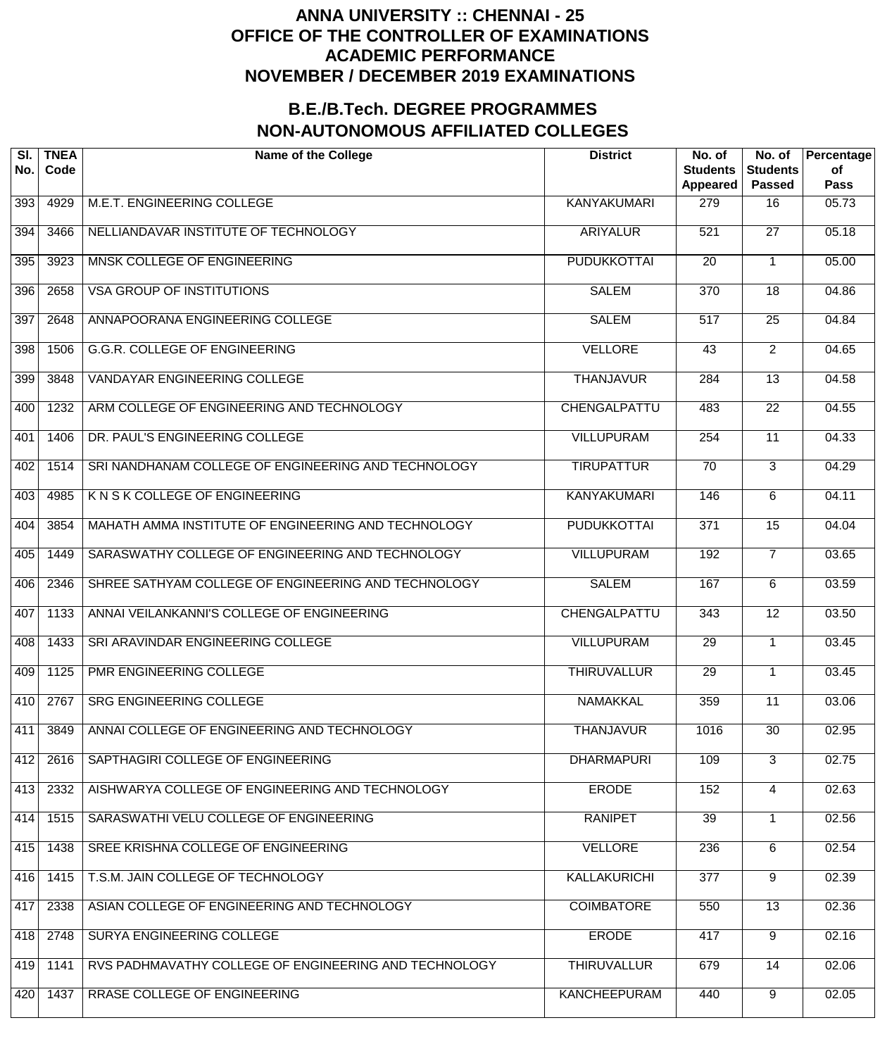# ANNA UNIVERSITY :: CHENNAI - 25
# OFFICE OF THE CONTROLLER OF EXAMINATIONS
# ACADEMIC PERFORMANCE
# NOVEMBER / DECEMBER 2019 EXAMINATIONS

## B.E./B.Tech. DEGREE PROGRAMMES
## NON-AUTONOMOUS AFFILIATED COLLEGES

| Sl. No. | TNEA Code | Name of the College | District | No. of Students Appeared | No. of Students Passed | Percentage of Pass |
|---|---|---|---|---|---|---|
| 393 | 4929 | M.E.T. ENGINEERING COLLEGE | KANYAKUMARI | 279 | 16 | 05.73 |
| 394 | 3466 | NELLIANDAVAR INSTITUTE OF TECHNOLOGY | ARIYALUR | 521 | 27 | 05.18 |
| 395 | 3923 | MNSK COLLEGE OF ENGINEERING | PUDUKKOTTAI | 20 | 1 | 05.00 |
| 396 | 2658 | VSA GROUP OF INSTITUTIONS | SALEM | 370 | 18 | 04.86 |
| 397 | 2648 | ANNAPOORANA ENGINEERING COLLEGE | SALEM | 517 | 25 | 04.84 |
| 398 | 1506 | G.G.R. COLLEGE OF ENGINEERING | VELLORE | 43 | 2 | 04.65 |
| 399 | 3848 | VANDAYAR ENGINEERING COLLEGE | THANJAVUR | 284 | 13 | 04.58 |
| 400 | 1232 | ARM COLLEGE OF ENGINEERING AND TECHNOLOGY | CHENGALPATTU | 483 | 22 | 04.55 |
| 401 | 1406 | DR. PAUL'S ENGINEERING COLLEGE | VILLUPURAM | 254 | 11 | 04.33 |
| 402 | 1514 | SRI NANDHANAM COLLEGE OF ENGINEERING AND TECHNOLOGY | TIRUPATTUR | 70 | 3 | 04.29 |
| 403 | 4985 | K N S K COLLEGE OF ENGINEERING | KANYAKUMARI | 146 | 6 | 04.11 |
| 404 | 3854 | MAHATH AMMA INSTITUTE OF ENGINEERING AND TECHNOLOGY | PUDUKKOTTAI | 371 | 15 | 04.04 |
| 405 | 1449 | SARASWATHY COLLEGE OF ENGINEERING AND TECHNOLOGY | VILLUPURAM | 192 | 7 | 03.65 |
| 406 | 2346 | SHREE SATHYAM COLLEGE OF ENGINEERING AND TECHNOLOGY | SALEM | 167 | 6 | 03.59 |
| 407 | 1133 | ANNAI VEILANKANNI'S COLLEGE OF ENGINEERING | CHENGALPATTU | 343 | 12 | 03.50 |
| 408 | 1433 | SRI ARAVINDAR ENGINEERING COLLEGE | VILLUPURAM | 29 | 1 | 03.45 |
| 409 | 1125 | PMR ENGINEERING COLLEGE | THIRUVALLUR | 29 | 1 | 03.45 |
| 410 | 2767 | SRG ENGINEERING COLLEGE | NAMAKKAL | 359 | 11 | 03.06 |
| 411 | 3849 | ANNAI COLLEGE OF ENGINEERING AND TECHNOLOGY | THANJAVUR | 1016 | 30 | 02.95 |
| 412 | 2616 | SAPTHAGIRI COLLEGE OF ENGINEERING | DHARMAPURI | 109 | 3 | 02.75 |
| 413 | 2332 | AISHWARYA COLLEGE OF ENGINEERING AND TECHNOLOGY | ERODE | 152 | 4 | 02.63 |
| 414 | 1515 | SARASWATHI VELU COLLEGE OF ENGINEERING | RANIPET | 39 | 1 | 02.56 |
| 415 | 1438 | SREE KRISHNA COLLEGE OF ENGINEERING | VELLORE | 236 | 6 | 02.54 |
| 416 | 1415 | T.S.M. JAIN COLLEGE OF TECHNOLOGY | KALLAKURICHI | 377 | 9 | 02.39 |
| 417 | 2338 | ASIAN COLLEGE OF ENGINEERING AND TECHNOLOGY | COIMBATORE | 550 | 13 | 02.36 |
| 418 | 2748 | SURYA ENGINEERING COLLEGE | ERODE | 417 | 9 | 02.16 |
| 419 | 1141 | RVS PADHMAVATHY COLLEGE OF ENGINEERING AND TECHNOLOGY | THIRUVALLUR | 679 | 14 | 02.06 |
| 420 | 1437 | RRASE COLLEGE OF ENGINEERING | KANCHEEPURAM | 440 | 9 | 02.05 |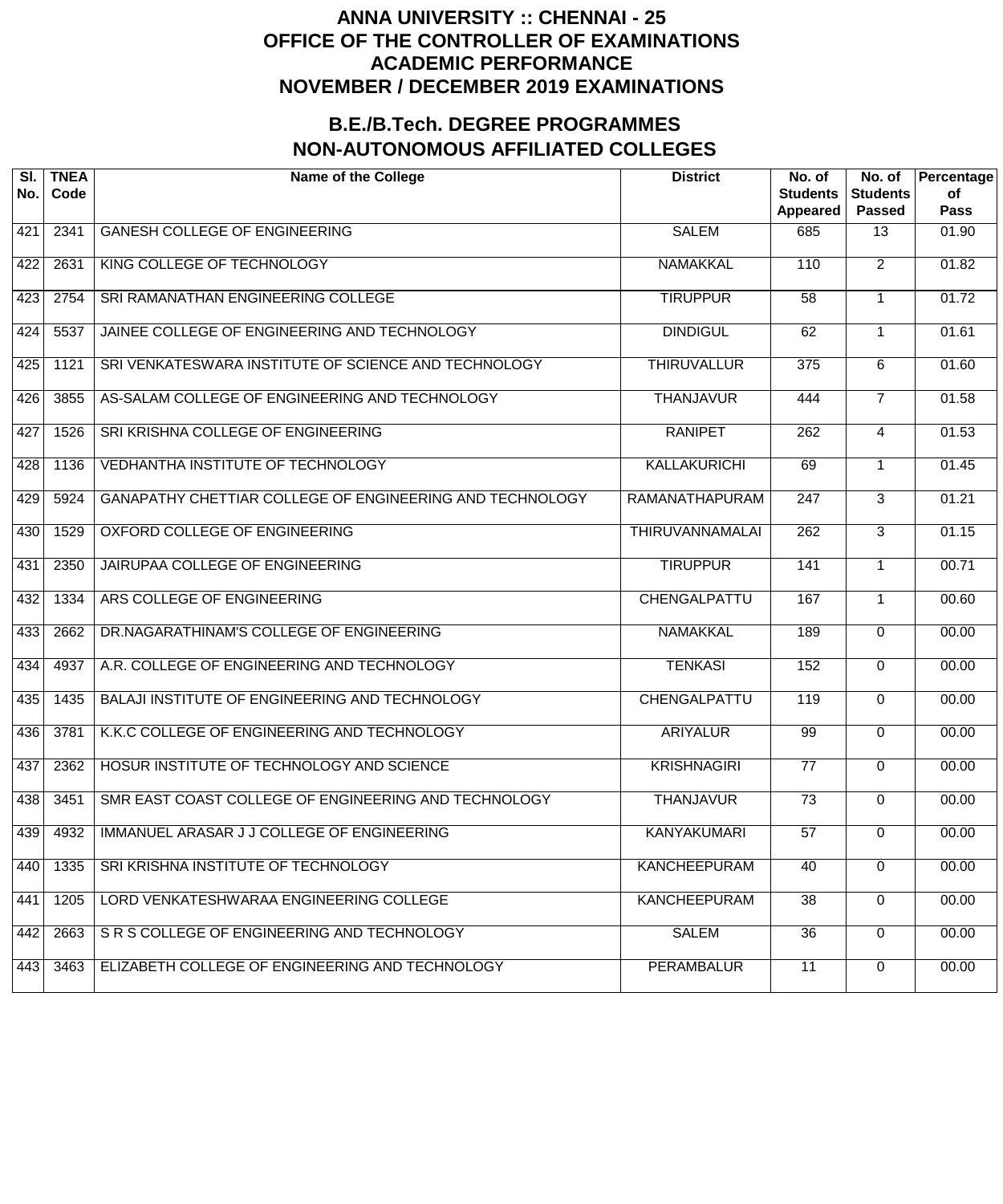# ANNA UNIVERSITY :: CHENNAI - 25
# OFFICE OF THE CONTROLLER OF EXAMINATIONS
# ACADEMIC PERFORMANCE
# NOVEMBER / DECEMBER 2019 EXAMINATIONS

## B.E./B.Tech. DEGREE PROGRAMMES
## NON-AUTONOMOUS AFFILIATED COLLEGES

| Sl. No. | TNEA Code | Name of the College | District | No. of Students Appeared | No. of Students Passed | Percentage of Pass |
|---|---|---|---|---|---|---|
| 421 | 2341 | GANESH COLLEGE OF ENGINEERING | SALEM | 685 | 13 | 01.90 |
| 422 | 2631 | KING COLLEGE OF TECHNOLOGY | NAMAKKAL | 110 | 2 | 01.82 |
| 423 | 2754 | SRI RAMANATHAN ENGINEERING COLLEGE | TIRUPPUR | 58 | 1 | 01.72 |
| 424 | 5537 | JAINEE COLLEGE OF ENGINEERING AND TECHNOLOGY | DINDIGUL | 62 | 1 | 01.61 |
| 425 | 1121 | SRI VENKATESWARA INSTITUTE OF SCIENCE AND TECHNOLOGY | THIRUVALLUR | 375 | 6 | 01.60 |
| 426 | 3855 | AS-SALAM COLLEGE OF ENGINEERING AND TECHNOLOGY | THANJAVUR | 444 | 7 | 01.58 |
| 427 | 1526 | SRI KRISHNA COLLEGE OF ENGINEERING | RANIPET | 262 | 4 | 01.53 |
| 428 | 1136 | VEDHANTHA INSTITUTE OF TECHNOLOGY | KALLAKURICHI | 69 | 1 | 01.45 |
| 429 | 5924 | GANAPATHY CHETTIAR COLLEGE OF ENGINEERING AND TECHNOLOGY | RAMANATHAPURAM | 247 | 3 | 01.21 |
| 430 | 1529 | OXFORD COLLEGE OF ENGINEERING | THIRUVANNAMALAI | 262 | 3 | 01.15 |
| 431 | 2350 | JAIRUPAA COLLEGE OF ENGINEERING | TIRUPPUR | 141 | 1 | 00.71 |
| 432 | 1334 | ARS COLLEGE OF ENGINEERING | CHENGALPATTU | 167 | 1 | 00.60 |
| 433 | 2662 | DR.NAGARATHINAM'S COLLEGE OF ENGINEERING | NAMAKKAL | 189 | 0 | 00.00 |
| 434 | 4937 | A.R. COLLEGE OF ENGINEERING AND TECHNOLOGY | TENKASI | 152 | 0 | 00.00 |
| 435 | 1435 | BALAJI INSTITUTE OF ENGINEERING AND TECHNOLOGY | CHENGALPATTU | 119 | 0 | 00.00 |
| 436 | 3781 | K.K.C COLLEGE OF ENGINEERING AND TECHNOLOGY | ARIYALUR | 99 | 0 | 00.00 |
| 437 | 2362 | HOSUR INSTITUTE OF TECHNOLOGY AND SCIENCE | KRISHNAGIRI | 77 | 0 | 00.00 |
| 438 | 3451 | SMR EAST COAST COLLEGE OF ENGINEERING AND TECHNOLOGY | THANJAVUR | 73 | 0 | 00.00 |
| 439 | 4932 | IMMANUEL ARASAR J J COLLEGE OF ENGINEERING | KANYAKUMARI | 57 | 0 | 00.00 |
| 440 | 1335 | SRI KRISHNA INSTITUTE OF TECHNOLOGY | KANCHEEPURAM | 40 | 0 | 00.00 |
| 441 | 1205 | LORD VENKATESHWARAA ENGINEERING COLLEGE | KANCHEEPURAM | 38 | 0 | 00.00 |
| 442 | 2663 | S R S COLLEGE OF ENGINEERING AND TECHNOLOGY | SALEM | 36 | 0 | 00.00 |
| 443 | 3463 | ELIZABETH COLLEGE OF ENGINEERING AND TECHNOLOGY | PERAMBALUR | 11 | 0 | 00.00 |